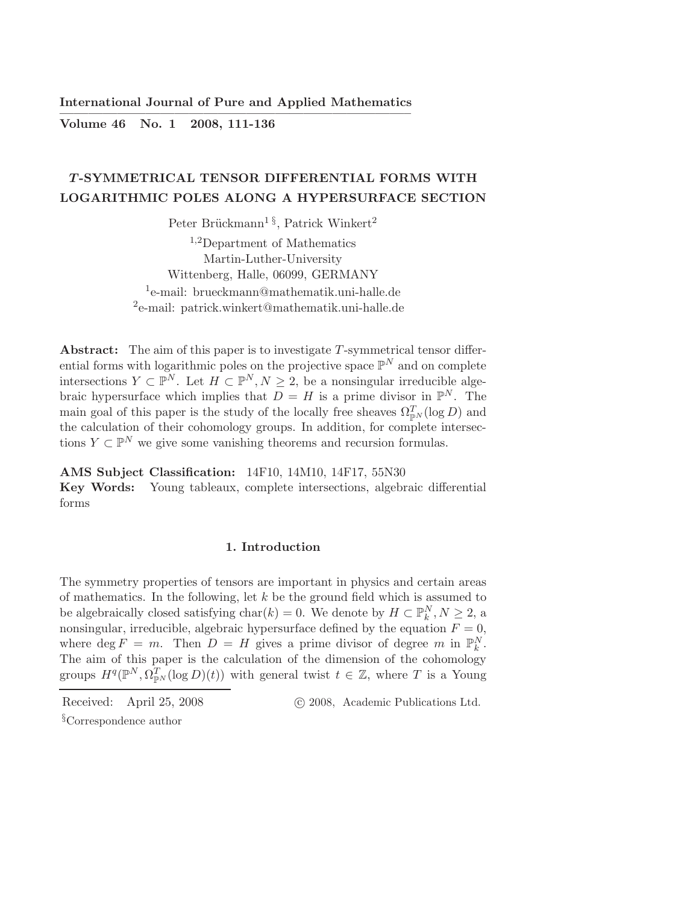# T-SYMMETRICAL TENSOR DIFFERENTIAL FORMS WITH LOGARITHMIC POLES ALONG A HYPERSURFACE SECTION

Peter Brückmann[1 §], Patrick Winkert[2]

[1,2]Department of Mathematics
Martin-Luther-University
Wittenberg, Halle, 06099, GERMANY
[1]e-mail: brueckmann@mathematik.uni-halle.de
[2]e-mail: patrick.winkert@mathematik.uni-halle.de

**Abstract:** The aim of this paper is to investigate $T$-symmetrical tensor differential forms with logarithmic poles on the projective space $\mathbb{P}^N$ and on complete intersections $Y \subset \mathbb{P}^N$. Let $H \subset \mathbb{P}^N, N \geq 2$, be a nonsingular irreducible algebraic hypersurface which implies that $D = H$ is a prime divisor in $\mathbb{P}^N$. The main goal of this paper is the study of the locally free sheaves $\Omega^T_{\mathbb{P}^N}(\log D)$ and the calculation of their cohomology groups. In addition, for complete intersections $Y \subset \mathbb{P}^N$ we give some vanishing theorems and recursion formulas.

**AMS Subject Classification:** 14F10, 14M10, 14F17, 55N30

**Key Words:** Young tableaux, complete intersections, algebraic differential forms

## 1. Introduction

The symmetry properties of tensors are important in physics and certain areas of mathematics. In the following, let $k$ be the ground field which is assumed to be algebraically closed satisfying $\text{char}(k) = 0$. We denote by $H \subset \mathbb{P}^N_k, N \geq 2$, a nonsingular, irreducible, algebraic hypersurface defined by the equation $F = 0$, where $\deg F = m$. Then $D = H$ gives a prime divisor of degree $m$ in $\mathbb{P}^N_k$. The aim of this paper is the calculation of the dimension of the cohomology groups $H^q(\mathbb{P}^N, \Omega^T_{\mathbb{P}^N}(\log D)(t))$ with general twist $t \in \mathbb{Z}$, where $T$ is a Young

Received: April 25, 2008 © 2008, Academic Publications Ltd.

§Correspondence author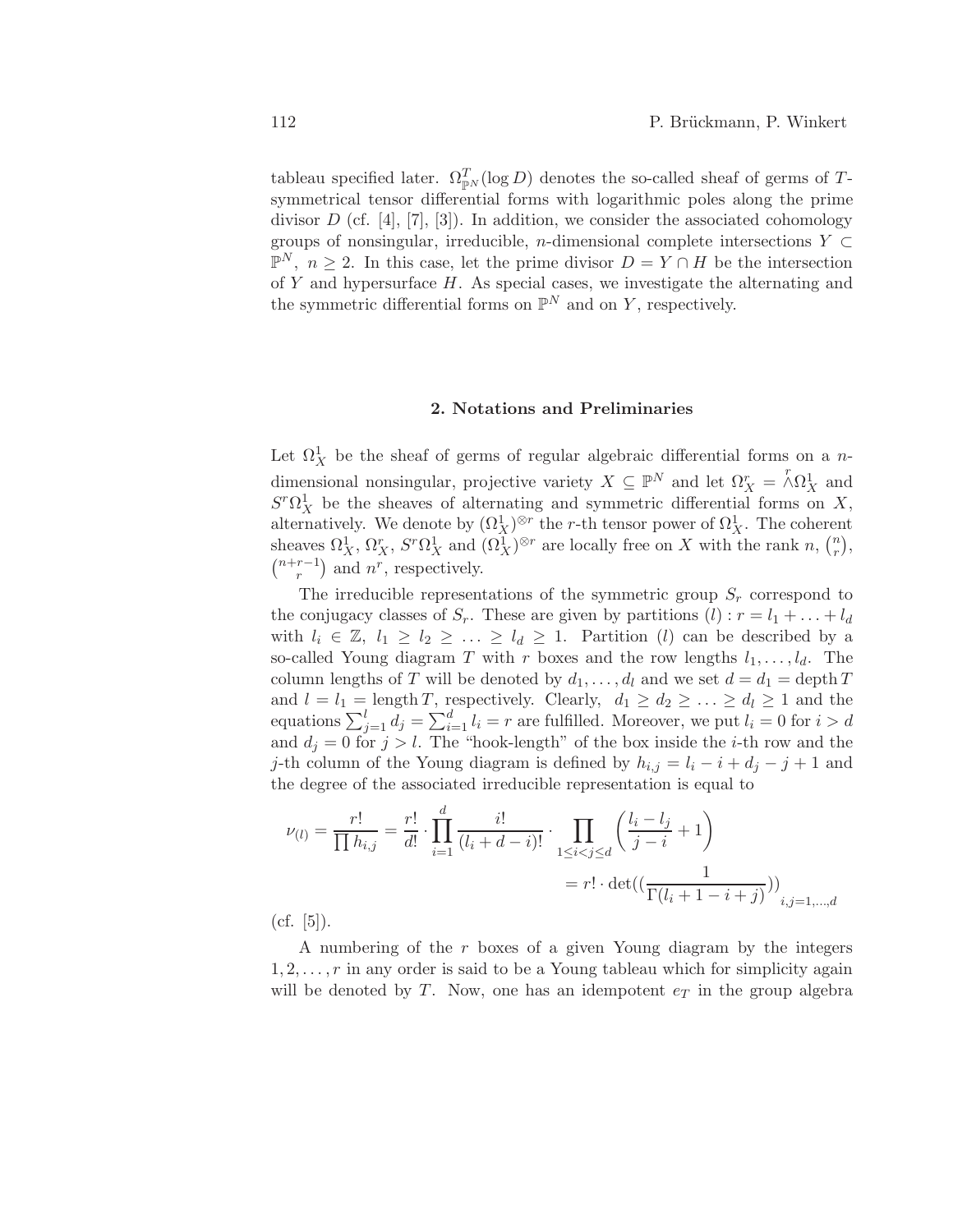tableau specified later. $\Omega^T_{\mathbb{P}^N}(\log D)$ denotes the so-called sheaf of germs of $T$-symmetrical tensor differential forms with logarithmic poles along the prime divisor $D$ (cf. [4], [7], [3]). In addition, we consider the associated cohomology groups of nonsingular, irreducible, $n$-dimensional complete intersections $Y \subset \mathbb{P}^N$, $n \geq 2$. In this case, let the prime divisor $D = Y \cap H$ be the intersection of $Y$ and hypersurface $H$. As special cases, we investigate the alternating and the symmetric differential forms on $\mathbb{P}^N$ and on $Y$, respectively.

## 2. Notations and Preliminaries

Let $\Omega^1_X$ be the sheaf of germs of regular algebraic differential forms on a $n$-dimensional nonsingular, projective variety $X \subseteq \mathbb{P}^N$ and let $\Omega^r_X = \overset{r}{\wedge}\Omega^1_X$ and $S^r\Omega^1_X$ be the sheaves of alternating and symmetric differential forms on $X$, alternatively. We denote by $(\Omega^1_X)^{\otimes r}$ the $r$-th tensor power of $\Omega^1_X$. The coherent sheaves $\Omega^1_X$, $\Omega^r_X$, $S^r\Omega^1_X$ and $(\Omega^1_X)^{\otimes r}$ are locally free on $X$ with the rank $n$, $\binom{n}{r}$, $\binom{n+r-1}{r}$ and $n^r$, respectively.

The irreducible representations of the symmetric group $S_r$ correspond to the conjugacy classes of $S_r$. These are given by partitions $(l) : r = l_1 + \ldots + l_d$ with $l_i \in \mathbb{Z}$, $l_1 \geq l_2 \geq \ldots \geq l_d \geq 1$. Partition $(l)$ can be described by a so-called Young diagram $T$ with $r$ boxes and the row lengths $l_1, \ldots, l_d$. The column lengths of $T$ will be denoted by $d_1, \ldots, d_l$ and we set $d = d_1 = \operatorname{depth} T$ and $l = l_1 = \operatorname{length} T$, respectively. Clearly, $d_1 \geq d_2 \geq \ldots \geq d_l \geq 1$ and the equations $\sum_{j=1}^{l} d_j = \sum_{i=1}^{d} l_i = r$ are fulfilled. Moreover, we put $l_i = 0$ for $i > d$ and $d_j = 0$ for $j > l$. The "hook-length" of the box inside the $i$-th row and the $j$-th column of the Young diagram is defined by $h_{i,j} = l_i - i + d_j - j + 1$ and the degree of the associated irreducible representation is equal to

$$\nu_{(l)} = \frac{r!}{\prod h_{i,j}} = \frac{r!}{d!} \cdot \prod_{i=1}^{d} \frac{i!}{(l_i + d - i)!} \cdot \prod_{1 \leq i < j \leq d} \left( \frac{l_i - l_j}{j - i} + 1 \right)$$
$$= r! \cdot \det\Big(\big(\frac{1}{\Gamma(l_i + 1 - i + j)}\big)\Big)_{i,j=1,\ldots,d}$$

(cf. [5]).

A numbering of the $r$ boxes of a given Young diagram by the integers $1, 2, \ldots, r$ in any order is said to be a Young tableau which for simplicity again will be denoted by $T$. Now, one has an idempotent $e_T$ in the group algebra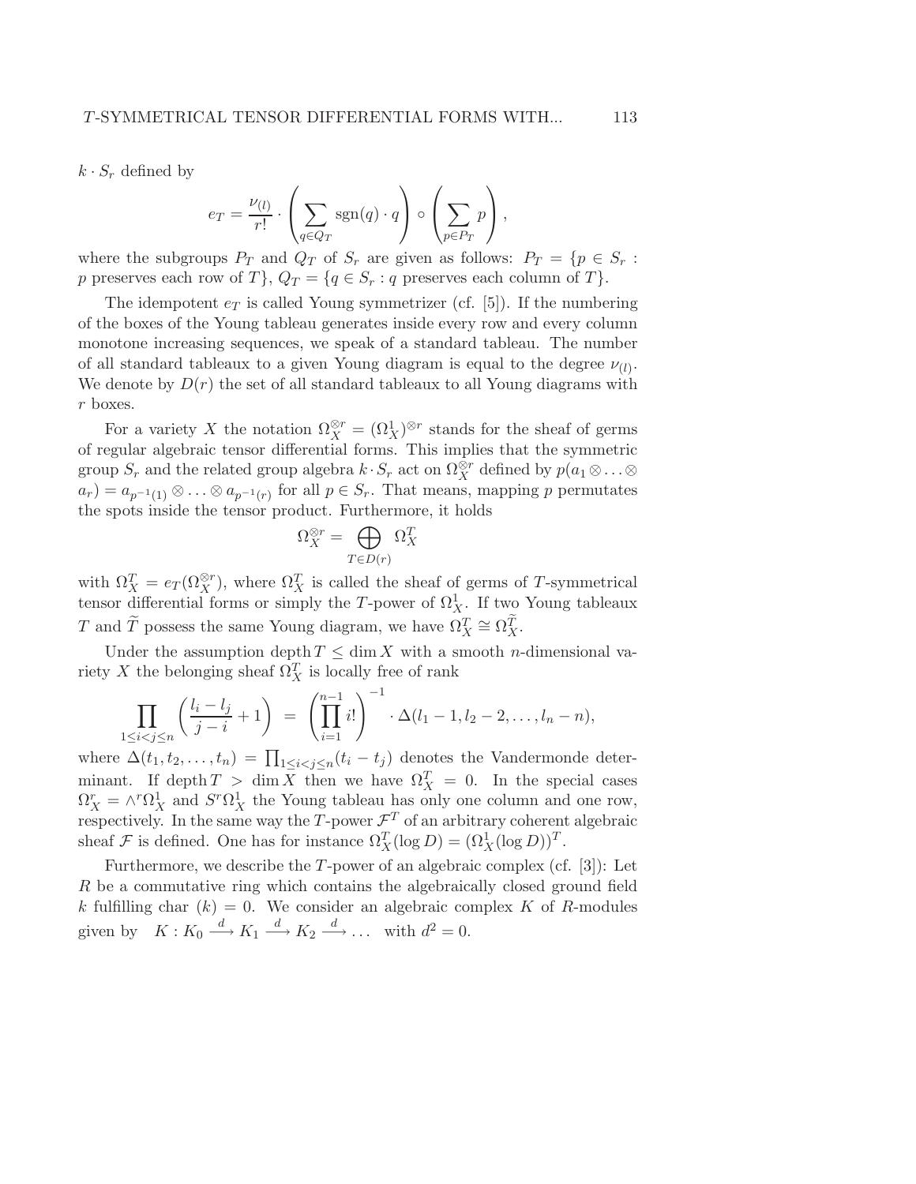$k \cdot S_r$ defined by

$$e_T = \frac{\nu_{(l)}}{r!} \cdot \left( \sum_{q \in Q_T} \operatorname{sgn}(q) \cdot q \right) \circ \left( \sum_{p \in P_T} p \right),$$

where the subgroups $P_T$ and $Q_T$ of $S_r$ are given as follows: $P_T = \{p \in S_r :$ $p$ preserves each row of $T\}$, $Q_T = \{q \in S_r : q$ preserves each column of $T\}$.

The idempotent $e_T$ is called Young symmetrizer (cf. [5]). If the numbering of the boxes of the Young tableau generates inside every row and every column monotone increasing sequences, we speak of a standard tableau. The number of all standard tableaux to a given Young diagram is equal to the degree $\nu_{(l)}$. We denote by $D(r)$ the set of all standard tableaux to all Young diagrams with $r$ boxes.

For a variety $X$ the notation $\Omega_X^{\otimes r} = (\Omega_X^1)^{\otimes r}$ stands for the sheaf of germs of regular algebraic tensor differential forms. This implies that the symmetric group $S_r$ and the related group algebra $k \cdot S_r$ act on $\Omega_X^{\otimes r}$ defined by $p(a_1 \otimes \ldots \otimes a_r) = a_{p^{-1}(1)} \otimes \ldots \otimes a_{p^{-1}(r)}$ for all $p \in S_r$. That means, mapping $p$ permutates the spots inside the tensor product. Furthermore, it holds

$$\Omega_X^{\otimes r} = \bigoplus_{T \in D(r)} \Omega_X^T$$

with $\Omega_X^T = e_T(\Omega_X^{\otimes r})$, where $\Omega_X^T$ is called the sheaf of germs of $T$-symmetrical tensor differential forms or simply the $T$-power of $\Omega_X^1$. If two Young tableaux $T$ and $\widetilde{T}$ possess the same Young diagram, we have $\Omega_X^T \cong \Omega_X^{\widetilde{T}}$.

Under the assumption $\operatorname{depth} T \leq \dim X$ with a smooth $n$-dimensional variety $X$ the belonging sheaf $\Omega_X^T$ is locally free of rank

$$\prod_{1 \leq i < j \leq n} \left( \frac{l_i - l_j}{j - i} + 1 \right) \;=\; \left( \prod_{i=1}^{n-1} i! \right)^{-1} \cdot \Delta(l_1 - 1, l_2 - 2, \ldots, l_n - n),$$

where $\Delta(t_1, t_2, \ldots, t_n) = \prod_{1 \leq i < j \leq n} (t_i - t_j)$ denotes the Vandermonde determinant. If $\operatorname{depth} T > \dim X$ then we have $\Omega_X^T = 0$. In the special cases $\Omega_X^r = \wedge^r \Omega_X^1$ and $S^r \Omega_X^1$ the Young tableau has only one column and one row, respectively. In the same way the $T$-power $\mathcal{F}^T$ of an arbitrary coherent algebraic sheaf $\mathcal{F}$ is defined. One has for instance $\Omega_X^T(\log D) = (\Omega_X^1(\log D))^T$.

Furthermore, we describe the $T$-power of an algebraic complex (cf. [3]): Let $R$ be a commutative ring which contains the algebraically closed ground field $k$ fulfilling char $(k) = 0$. We consider an algebraic complex $K$ of $R$-modules given by $\quad K : K_0 \xrightarrow{d} K_1 \xrightarrow{d} K_2 \xrightarrow{d} \ldots \quad$ with $d^2 = 0$.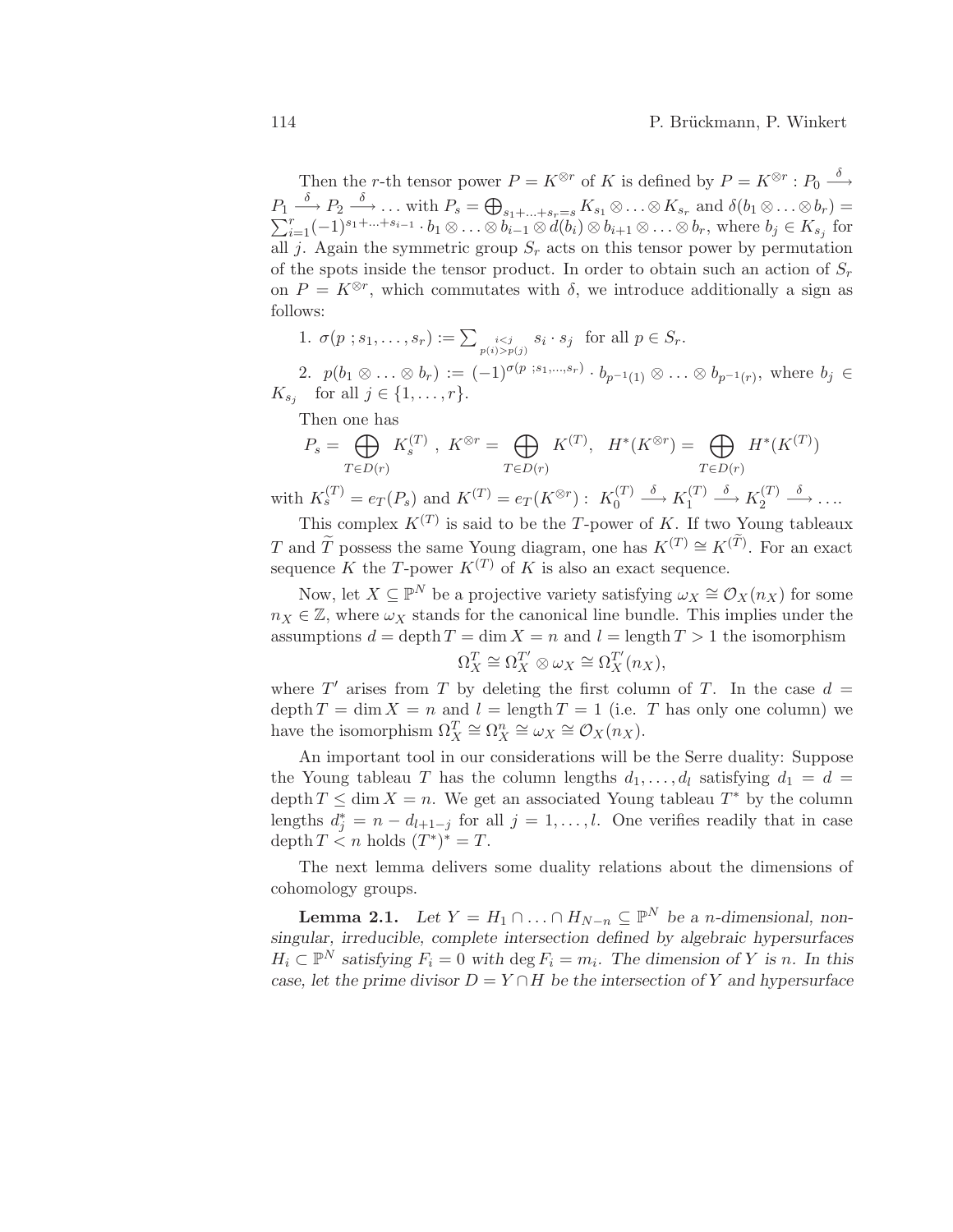Then the $r$-th tensor power $P = K^{\otimes r}$ of $K$ is defined by $P = K^{\otimes r} : P_0 \xrightarrow{\delta} P_1 \xrightarrow{\delta} P_2 \xrightarrow{\delta} \ldots$ with $P_s = \bigoplus_{s_1+\ldots+s_r=s} K_{s_1} \otimes \ldots \otimes K_{s_r}$ and $\delta(b_1 \otimes \ldots \otimes b_r) = \sum_{i=1}^{r} (-1)^{s_1+\ldots+s_{i-1}} \cdot b_1 \otimes \ldots \otimes b_{i-1} \otimes d(b_i) \otimes b_{i+1} \otimes \ldots \otimes b_r$, where $b_j \in K_{s_j}$ for all $j$. Again the symmetric group $S_r$ acts on this tensor power by permutation of the spots inside the tensor product. In order to obtain such an action of $S_r$ on $P = K^{\otimes r}$, which commutates with $\delta$, we introduce additionally a sign as follows:

1. $\sigma(p\ ; s_1, \ldots, s_r) := \sum_{\substack{i<j \\ p(i)>p(j)}} s_i \cdot s_j$ for all $p \in S_r$.

2. $p(b_1 \otimes \ldots \otimes b_r) := (-1)^{\sigma(p\ ; s_1,\ldots,s_r)} \cdot b_{p^{-1}(1)} \otimes \ldots \otimes b_{p^{-1}(r)}$, where $b_j \in K_{s_j}$ for all $j \in \{1, \ldots, r\}$.

Then one has

$$P_s = \bigoplus_{T \in D(r)} K_s^{(T)}\ ,\ K^{\otimes r} = \bigoplus_{T \in D(r)} K^{(T)}, \quad H^*(K^{\otimes r}) = \bigoplus_{T \in D(r)} H^*(K^{(T)})$$

with $K_s^{(T)} = e_T(P_s)$ and $K^{(T)} = e_T(K^{\otimes r}) :\ K_0^{(T)} \xrightarrow{\delta} K_1^{(T)} \xrightarrow{\delta} K_2^{(T)} \xrightarrow{\delta} \ldots$.

This complex $K^{(T)}$ is said to be the $T$-power of $K$. If two Young tableaux $T$ and $\widetilde{T}$ possess the same Young diagram, one has $K^{(T)} \cong K^{(\widetilde{T})}$. For an exact sequence $K$ the $T$-power $K^{(T)}$ of $K$ is also an exact sequence.

Now, let $X \subseteq \mathbb{P}^N$ be a projective variety satisfying $\omega_X \cong \mathcal{O}_X(n_X)$ for some $n_X \in \mathbb{Z}$, where $\omega_X$ stands for the canonical line bundle. This implies under the assumptions $d = \operatorname{depth} T = \dim X = n$ and $l = \operatorname{length} T > 1$ the isomorphism

$$\Omega_X^T \cong \Omega_X^{T'} \otimes \omega_X \cong \Omega_X^{T'}(n_X),$$

where $T'$ arises from $T$ by deleting the first column of $T$. In the case $d = \operatorname{depth} T = \dim X = n$ and $l = \operatorname{length} T = 1$ (i.e. $T$ has only one column) we have the isomorphism $\Omega_X^T \cong \Omega_X^n \cong \omega_X \cong \mathcal{O}_X(n_X)$.

An important tool in our considerations will be the Serre duality: Suppose the Young tableau $T$ has the column lengths $d_1, \ldots, d_l$ satisfying $d_1 = d = \operatorname{depth} T \leq \dim X = n$. We get an associated Young tableau $T^*$ by the column lengths $d_j^* = n - d_{l+1-j}$ for all $j = 1, \ldots, l$. One verifies readily that in case $\operatorname{depth} T < n$ holds $(T^*)^* = T$.

The next lemma delivers some duality relations about the dimensions of cohomology groups.

**Lemma 2.1.** *Let $Y = H_1 \cap \ldots \cap H_{N-n} \subseteq \mathbb{P}^N$ be a $n$-dimensional, non-singular, irreducible, complete intersection defined by algebraic hypersurfaces $H_i \subset \mathbb{P}^N$ satisfying $F_i = 0$ with $\deg F_i = m_i$. The dimension of $Y$ is $n$. In this case, let the prime divisor $D = Y \cap H$ be the intersection of $Y$ and hypersurface*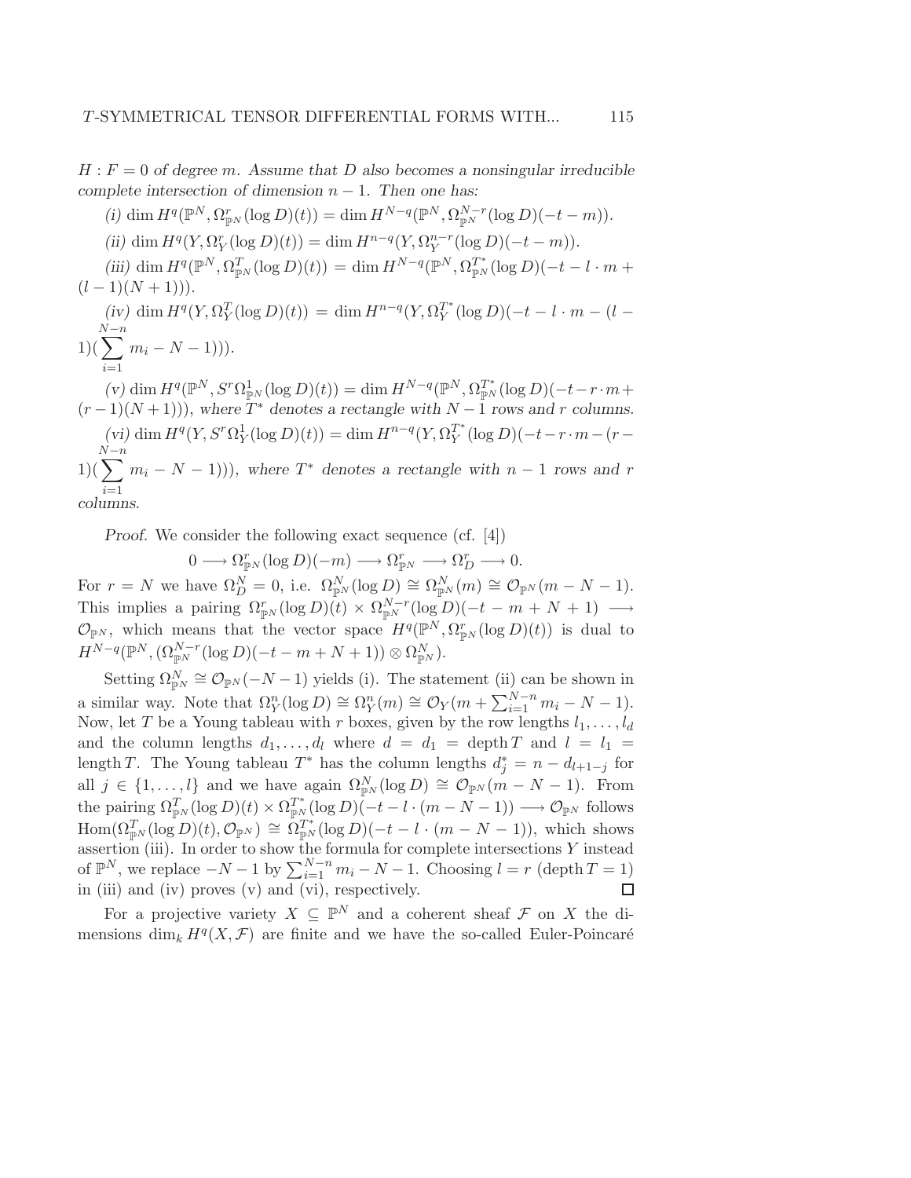*$H : F = 0$ of degree $m$. Assume that $D$ also becomes a nonsingular irreducible complete intersection of dimension $n-1$. Then one has:*

*(i)* $\dim H^q(\mathbb{P}^N, \Omega^r_{\mathbb{P}^N}(\log D)(t)) = \dim H^{N-q}(\mathbb{P}^N, \Omega^{N-r}_{\mathbb{P}^N}(\log D)(-t-m))$.

*(ii)* $\dim H^q(Y, \Omega^r_Y(\log D)(t)) = \dim H^{n-q}(Y, \Omega^{n-r}_Y(\log D)(-t-m))$.

*(iii)* $\dim H^q(\mathbb{P}^N, \Omega^T_{\mathbb{P}^N}(\log D)(t)) = \dim H^{N-q}(\mathbb{P}^N, \Omega^{T^*}_{\mathbb{P}^N}(\log D)(-t-l\cdot m + (l-1)(N+1)))$.

*(iv)* $\dim H^q(Y, \Omega^T_Y(\log D)(t)) = \dim H^{n-q}(Y, \Omega^{T^*}_Y(\log D)(-t-l\cdot m-(l-1)(\sum_{i=1}^{N-n} m_i - N - 1)))$.

*(v)* $\dim H^q(\mathbb{P}^N, S^r\Omega^1_{\mathbb{P}^N}(\log D)(t)) = \dim H^{N-q}(\mathbb{P}^N, \Omega^{T^*}_{\mathbb{P}^N}(\log D)(-t-r\cdot m + (r-1)(N+1)))$*, where $T^*$ denotes a rectangle with $N-1$ rows and $r$ columns.*

*(vi)* $\dim H^q(Y, S^r\Omega^1_Y(\log D)(t)) = \dim H^{n-q}(Y, \Omega^{T^*}_Y(\log D)(-t-r\cdot m-(r-1)(\sum_{i=1}^{N-n} m_i - N - 1)))$*, where $T^*$ denotes a rectangle with $n-1$ rows and $r$ columns.*

*Proof.* We consider the following exact sequence (cf. [4])

$$0 \longrightarrow \Omega^r_{\mathbb{P}^N}(\log D)(-m) \longrightarrow \Omega^r_{\mathbb{P}^N} \longrightarrow \Omega^r_D \longrightarrow 0.$$

For $r = N$ we have $\Omega^N_D = 0$, i.e. $\Omega^N_{\mathbb{P}^N}(\log D) \cong \Omega^N_{\mathbb{P}^N}(m) \cong \mathcal{O}_{\mathbb{P}^N}(m-N-1)$. This implies a pairing $\Omega^r_{\mathbb{P}^N}(\log D)(t) \times \Omega^{N-r}_{\mathbb{P}^N}(\log D)(-t-m+N+1) \longrightarrow \mathcal{O}_{\mathbb{P}^N}$, which means that the vector space $H^q(\mathbb{P}^N, \Omega^r_{\mathbb{P}^N}(\log D)(t))$ is dual to $H^{N-q}(\mathbb{P}^N, (\Omega^{N-r}_{\mathbb{P}^N}(\log D)(-t-m+N+1)) \otimes \Omega^N_{\mathbb{P}^N})$.

Setting $\Omega^N_{\mathbb{P}^N} \cong \mathcal{O}_{\mathbb{P}^N}(-N-1)$ yields (i). The statement (ii) can be shown in a similar way. Note that $\Omega^n_Y(\log D) \cong \Omega^n_Y(m) \cong \mathcal{O}_Y(m + \sum_{i=1}^{N-n} m_i - N - 1)$. Now, let $T$ be a Young tableau with $r$ boxes, given by the row lengths $l_1, \ldots, l_d$ and the column lengths $d_1, \ldots, d_l$ where $d = d_1 = \operatorname{depth} T$ and $l = l_1 = \operatorname{length} T$. The Young tableau $T^*$ has the column lengths $d^*_j = n - d_{l+1-j}$ for all $j \in \{1, \ldots, l\}$ and we have again $\Omega^N_{\mathbb{P}^N}(\log D) \cong \mathcal{O}_{\mathbb{P}^N}(m-N-1)$. From the pairing $\Omega^T_{\mathbb{P}^N}(\log D)(t) \times \Omega^{T^*}_{\mathbb{P}^N}(\log D)(-t-l\cdot(m-N-1)) \longrightarrow \mathcal{O}_{\mathbb{P}^N}$ follows $\operatorname{Hom}(\Omega^T_{\mathbb{P}^N}(\log D)(t), \mathcal{O}_{\mathbb{P}^N}) \cong \Omega^{T^*}_{\mathbb{P}^N}(\log D)(-t-l\cdot(m-N-1))$, which shows assertion (iii). In order to show the formula for complete intersections $Y$ instead of $\mathbb{P}^N$, we replace $-N-1$ by $\sum_{i=1}^{N-n} m_i - N - 1$. Choosing $l = r$ ($\operatorname{depth} T = 1$) in (iii) and (iv) proves (v) and (vi), respectively. $\square$

For a projective variety $X \subseteq \mathbb{P}^N$ and a coherent sheaf $\mathcal{F}$ on $X$ the dimensions $\dim_k H^q(X, \mathcal{F})$ are finite and we have the so-called Euler-Poincaré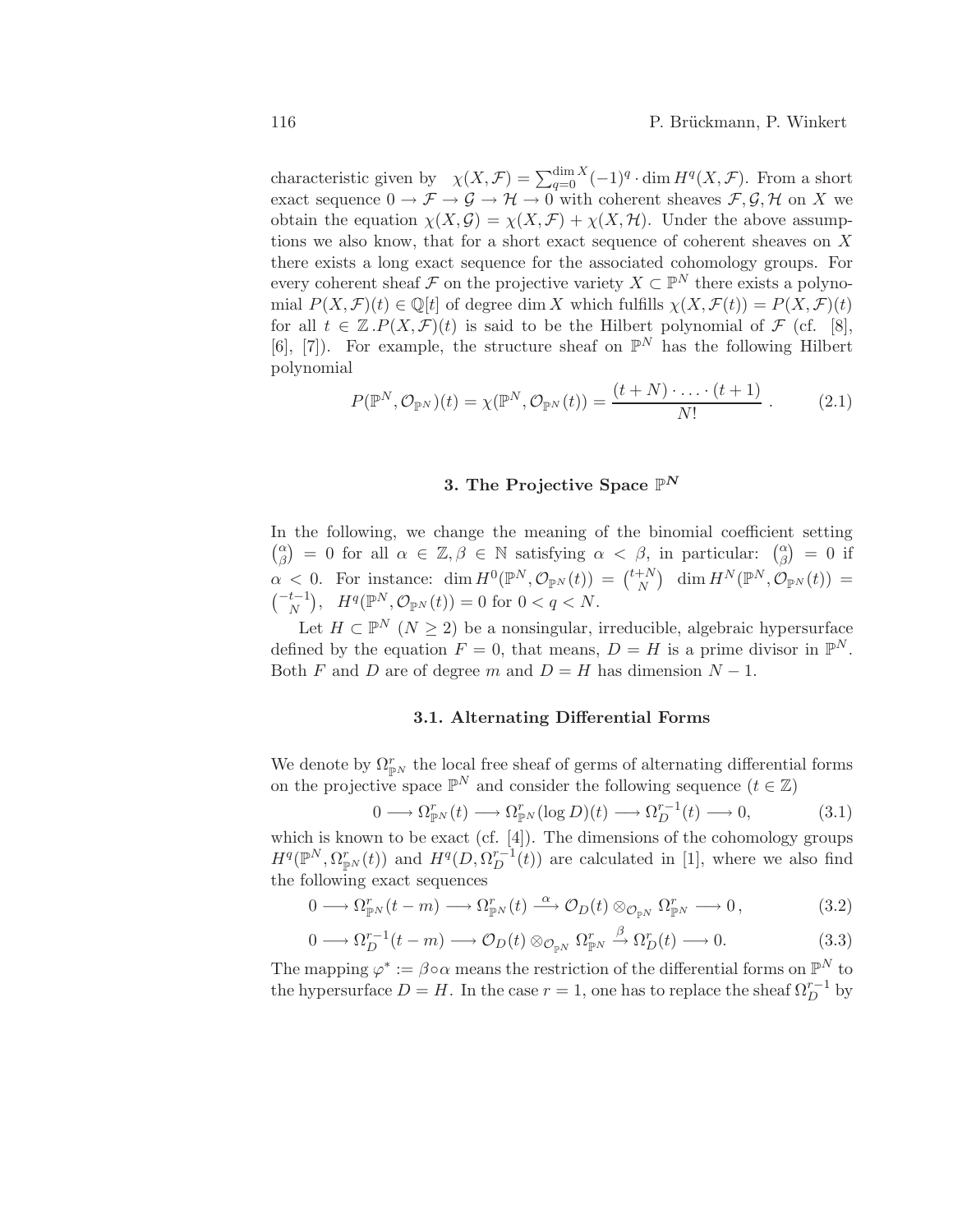characteristic given by $\chi(X,\mathcal{F}) = \sum_{q=0}^{\dim X}(-1)^q \cdot \dim H^q(X,\mathcal{F})$. From a short exact sequence $0 \to \mathcal{F} \to \mathcal{G} \to \mathcal{H} \to 0$ with coherent sheaves $\mathcal{F}, \mathcal{G}, \mathcal{H}$ on $X$ we obtain the equation $\chi(X,\mathcal{G}) = \chi(X,\mathcal{F}) + \chi(X,\mathcal{H})$. Under the above assumptions we also know, that for a short exact sequence of coherent sheaves on $X$ there exists a long exact sequence for the associated cohomology groups. For every coherent sheaf $\mathcal{F}$ on the projective variety $X \subset \mathbb{P}^N$ there exists a polynomial $P(X,\mathcal{F})(t) \in \mathbb{Q}[t]$ of degree $\dim X$ which fulfills $\chi(X,\mathcal{F}(t)) = P(X,\mathcal{F})(t)$ for all $t \in \mathbb{Z}$.$P(X,\mathcal{F})(t)$ is said to be the Hilbert polynomial of $\mathcal{F}$ (cf. [8], [6], [7]). For example, the structure sheaf on $\mathbb{P}^N$ has the following Hilbert polynomial

$$P(\mathbb{P}^N, \mathcal{O}_{\mathbb{P}^N})(t) = \chi(\mathbb{P}^N, \mathcal{O}_{\mathbb{P}^N}(t)) = \frac{(t+N)\cdot \ldots \cdot (t+1)}{N!}\ . \tag{2.1}$$

## 3. The Projective Space $\mathbb{P}^N$

In the following, we change the meaning of the binomial coefficient setting $\binom{\alpha}{\beta} = 0$ for all $\alpha \in \mathbb{Z}, \beta \in \mathbb{N}$ satisfying $\alpha < \beta$, in particular: $\binom{\alpha}{\beta} = 0$ if $\alpha < 0$. For instance: $\dim H^0(\mathbb{P}^N, \mathcal{O}_{\mathbb{P}^N}(t)) = \binom{t+N}{N}$ $\dim H^N(\mathbb{P}^N, \mathcal{O}_{\mathbb{P}^N}(t)) = \binom{-t-1}{N}$, $H^q(\mathbb{P}^N, \mathcal{O}_{\mathbb{P}^N}(t)) = 0$ for $0 < q < N$.

Let $H \subset \mathbb{P}^N$ $(N \geq 2)$ be a nonsingular, irreducible, algebraic hypersurface defined by the equation $F = 0$, that means, $D = H$ is a prime divisor in $\mathbb{P}^N$. Both $F$ and $D$ are of degree $m$ and $D = H$ has dimension $N-1$.

### 3.1. Alternating Differential Forms

We denote by $\Omega^r_{\mathbb{P}^N}$ the local free sheaf of germs of alternating differential forms on the projective space $\mathbb{P}^N$ and consider the following sequence $(t \in \mathbb{Z})$

$$0 \longrightarrow \Omega^r_{\mathbb{P}^N}(t) \longrightarrow \Omega^r_{\mathbb{P}^N}(\log D)(t) \longrightarrow \Omega^{r-1}_D(t) \longrightarrow 0, \tag{3.1}$$

which is known to be exact (cf. [4]). The dimensions of the cohomology groups $H^q(\mathbb{P}^N, \Omega^r_{\mathbb{P}^N}(t))$ and $H^q(D, \Omega^{r-1}_D(t))$ are calculated in [1], where we also find the following exact sequences

$$0 \longrightarrow \Omega^r_{\mathbb{P}^N}(t-m) \longrightarrow \Omega^r_{\mathbb{P}^N}(t) \stackrel{\alpha}{\longrightarrow} \mathcal{O}_D(t) \otimes_{\mathcal{O}_{\mathbb{P}^N}} \Omega^r_{\mathbb{P}^N} \longrightarrow 0\,, \tag{3.2}$$

$$0 \longrightarrow \Omega^{r-1}_D(t-m) \longrightarrow \mathcal{O}_D(t) \otimes_{\mathcal{O}_{\mathbb{P}^N}} \Omega^r_{\mathbb{P}^N} \stackrel{\beta}{\longrightarrow} \Omega^r_D(t) \longrightarrow 0. \tag{3.3}$$

The mapping $\varphi^* := \beta \circ \alpha$ means the restriction of the differential forms on $\mathbb{P}^N$ to the hypersurface $D = H$. In the case $r = 1$, one has to replace the sheaf $\Omega^{r-1}_D$ by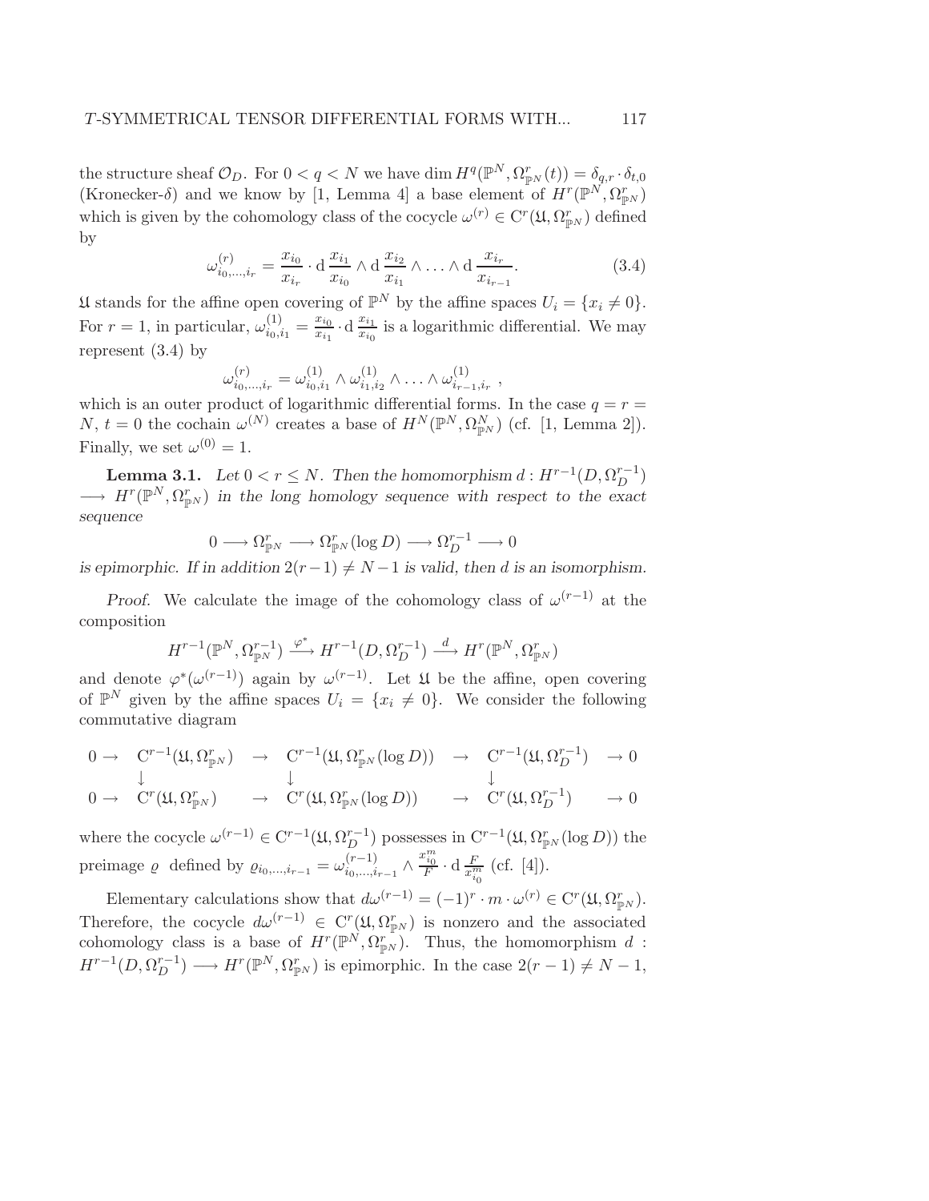the structure sheaf $\mathcal{O}_D$. For $0 < q < N$ we have $\dim H^q(\mathbb{P}^N, \Omega^r_{\mathbb{P}^N}(t)) = \delta_{q,r} \cdot \delta_{t,0}$ (Kronecker-$\delta$) and we know by [1, Lemma 4] a base element of $H^r(\mathbb{P}^N, \Omega^r_{\mathbb{P}^N})$ which is given by the cohomology class of the cocycle $\omega^{(r)} \in \mathrm{C}^r(\mathfrak{U}, \Omega^r_{\mathbb{P}^N})$ defined by

$$\omega^{(r)}_{i_0,\ldots,i_r} = \frac{x_{i_0}}{x_{i_r}} \cdot \mathrm{d}\,\frac{x_{i_1}}{x_{i_0}} \wedge \mathrm{d}\,\frac{x_{i_2}}{x_{i_1}} \wedge \ldots \wedge \mathrm{d}\,\frac{x_{i_r}}{x_{i_{r-1}}}. \tag{3.4}$$

$\mathfrak{U}$ stands for the affine open covering of $\mathbb{P}^N$ by the affine spaces $U_i = \{x_i \neq 0\}$. For $r = 1$, in particular, $\omega^{(1)}_{i_0,i_1} = \frac{x_{i_0}}{x_{i_1}} \cdot \mathrm{d}\,\frac{x_{i_1}}{x_{i_0}}$ is a logarithmic differential. We may represent (3.4) by

$$\omega^{(r)}_{i_0,\ldots,i_r} = \omega^{(1)}_{i_0,i_1} \wedge \omega^{(1)}_{i_1,i_2} \wedge \ldots \wedge \omega^{(1)}_{i_{r-1},i_r}\ ,$$

which is an outer product of logarithmic differential forms. In the case $q = r = N$, $t = 0$ the cochain $\omega^{(N)}$ creates a base of $H^N(\mathbb{P}^N, \Omega^N_{\mathbb{P}^N})$ (cf. [1, Lemma 2]). Finally, we set $\omega^{(0)} = 1$.

**Lemma 3.1.** *Let $0 < r \leq N$. Then the homomorphism $d : H^{r-1}(D, \Omega^{r-1}_D) \longrightarrow H^r(\mathbb{P}^N, \Omega^r_{\mathbb{P}^N})$ in the long homology sequence with respect to the exact sequence*

$$0 \longrightarrow \Omega^r_{\mathbb{P}^N} \longrightarrow \Omega^r_{\mathbb{P}^N}(\log D) \longrightarrow \Omega^{r-1}_D \longrightarrow 0$$

*is epimorphic. If in addition $2(r-1) \neq N-1$ is valid, then $d$ is an isomorphism.*

*Proof.* We calculate the image of the cohomology class of $\omega^{(r-1)}$ at the composition

$$H^{r-1}(\mathbb{P}^N, \Omega^{r-1}_{\mathbb{P}^N}) \xrightarrow{\varphi^*} H^{r-1}(D, \Omega^{r-1}_D) \xrightarrow{d} H^r(\mathbb{P}^N, \Omega^r_{\mathbb{P}^N})$$

and denote $\varphi^*(\omega^{(r-1)})$ again by $\omega^{(r-1)}$. Let $\mathfrak{U}$ be the affine, open covering of $\mathbb{P}^N$ given by the affine spaces $U_i = \{x_i \neq 0\}$. We consider the following commutative diagram

$$\begin{array}{ccccccc}
0 \to & \mathrm{C}^{r-1}(\mathfrak{U}, \Omega^r_{\mathbb{P}^N}) & \to & \mathrm{C}^{r-1}(\mathfrak{U}, \Omega^r_{\mathbb{P}^N}(\log D)) & \to & \mathrm{C}^{r-1}(\mathfrak{U}, \Omega^{r-1}_D) & \to 0 \\
 & \downarrow & & \downarrow & & \downarrow & \\
0 \to & \mathrm{C}^{r}(\mathfrak{U}, \Omega^r_{\mathbb{P}^N}) & \to & \mathrm{C}^{r}(\mathfrak{U}, \Omega^r_{\mathbb{P}^N}(\log D)) & \to & \mathrm{C}^{r}(\mathfrak{U}, \Omega^{r-1}_D) & \to 0
\end{array}$$

where the cocycle $\omega^{(r-1)} \in \mathrm{C}^{r-1}(\mathfrak{U}, \Omega^{r-1}_D)$ possesses in $\mathrm{C}^{r-1}(\mathfrak{U}, \Omega^r_{\mathbb{P}^N}(\log D))$ the preimage $\varrho$ defined by $\varrho_{i_0,\ldots,i_{r-1}} = \omega^{(r-1)}_{i_0,\ldots,i_{r-1}} \wedge \frac{x^m_{i_0}}{F} \cdot \mathrm{d}\,\frac{F}{x^m_{i_0}}$ (cf. [4]).

Elementary calculations show that $d\omega^{(r-1)} = (-1)^r \cdot m \cdot \omega^{(r)} \in \mathrm{C}^r(\mathfrak{U}, \Omega^r_{\mathbb{P}^N})$. Therefore, the cocycle $d\omega^{(r-1)} \in \mathrm{C}^r(\mathfrak{U}, \Omega^r_{\mathbb{P}^N})$ is nonzero and the associated cohomology class is a base of $H^r(\mathbb{P}^N, \Omega^r_{\mathbb{P}^N})$. Thus, the homomorphism $d : H^{r-1}(D, \Omega^{r-1}_D) \longrightarrow H^r(\mathbb{P}^N, \Omega^r_{\mathbb{P}^N})$ is epimorphic. In the case $2(r-1) \neq N-1$,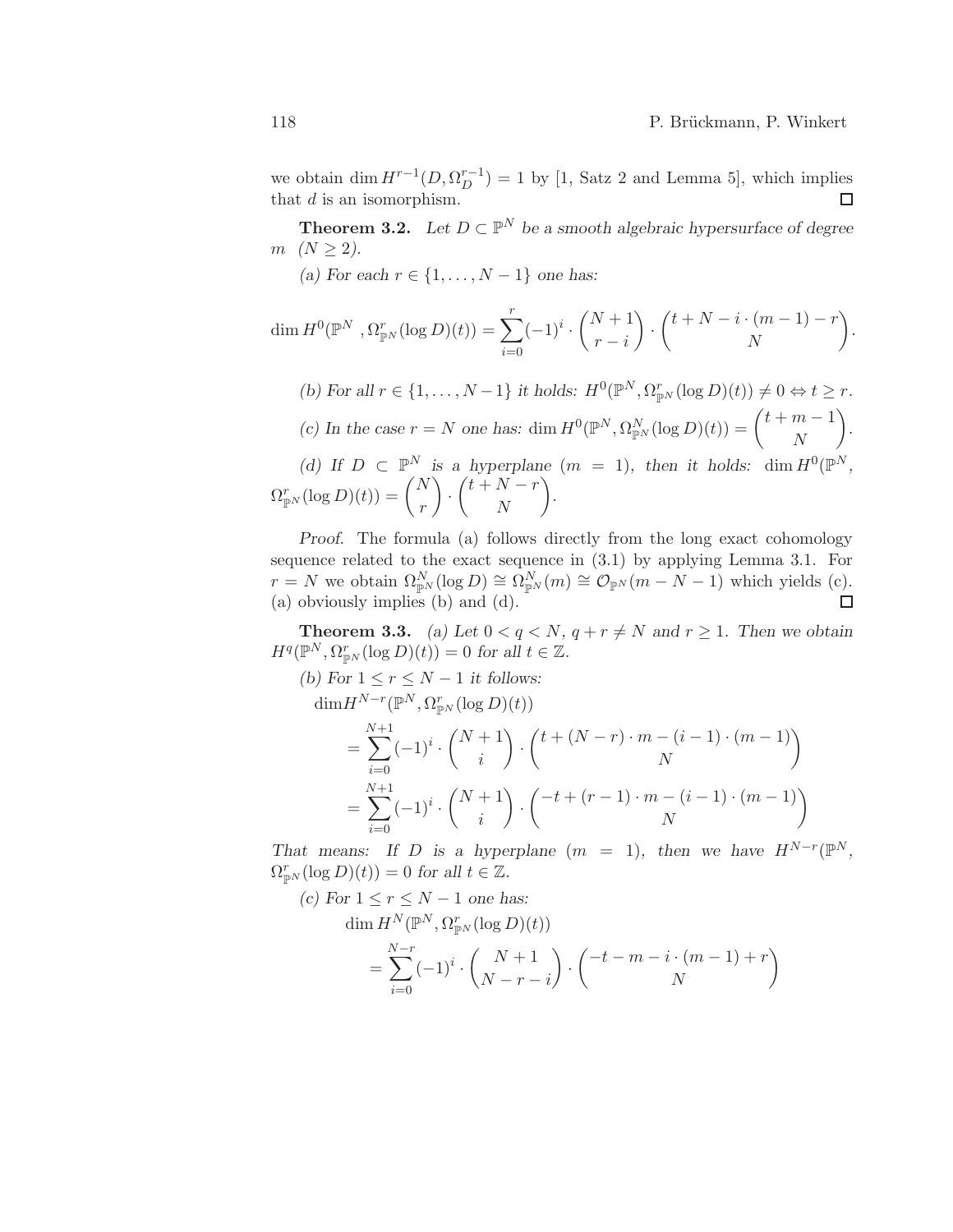we obtain $\dim H^{r-1}(D, \Omega_D^{r-1}) = 1$ by [1, Satz 2 and Lemma 5], which implies that $d$ is an isomorphism. $\square$

**Theorem 3.2.** *Let $D \subset \mathbb{P}^N$ be a smooth algebraic hypersurface of degree $m$ $(N \geq 2)$.*

*(a) For each $r \in \{1, \ldots, N-1\}$ one has:*

$$\dim H^0(\mathbb{P}^N, \Omega^r_{\mathbb{P}^N}(\log D)(t)) = \sum_{i=0}^{r} (-1)^i \cdot \binom{N+1}{r-i} \cdot \binom{t + N - i \cdot (m-1) - r}{N}.$$

*(b) For all $r \in \{1, \ldots, N-1\}$ it holds: $H^0(\mathbb{P}^N, \Omega^r_{\mathbb{P}^N}(\log D)(t)) \neq 0 \Leftrightarrow t \geq r$.*

*(c) In the case $r = N$ one has: $\dim H^0(\mathbb{P}^N, \Omega^N_{\mathbb{P}^N}(\log D)(t)) = \binom{t+m-1}{N}$.*

*(d) If $D \subset \mathbb{P}^N$ is a hyperplane $(m = 1)$, then it holds: $\dim H^0(\mathbb{P}^N, \Omega^r_{\mathbb{P}^N}(\log D)(t)) = \binom{N}{r} \cdot \binom{t+N-r}{N}$.*

*Proof.* The formula (a) follows directly from the long exact cohomology sequence related to the exact sequence in (3.1) by applying Lemma 3.1. For $r = N$ we obtain $\Omega^N_{\mathbb{P}^N}(\log D) \cong \Omega^N_{\mathbb{P}^N}(m) \cong \mathcal{O}_{\mathbb{P}^N}(m - N - 1)$ which yields (c). (a) obviously implies (b) and (d). $\square$

**Theorem 3.3.** *(a) Let $0 < q < N$, $q + r \neq N$ and $r \geq 1$. Then we obtain $H^q(\mathbb{P}^N, \Omega^r_{\mathbb{P}^N}(\log D)(t)) = 0$ for all $t \in \mathbb{Z}$.*

*(b) For $1 \leq r \leq N-1$ it follows:*

$$\begin{aligned}
&\dim H^{N-r}(\mathbb{P}^N, \Omega^r_{\mathbb{P}^N}(\log D)(t)) \\
&\quad = \sum_{i=0}^{N+1} (-1)^i \cdot \binom{N+1}{i} \cdot \binom{t + (N-r) \cdot m - (i-1) \cdot (m-1)}{N} \\
&\quad = \sum_{i=0}^{N+1} (-1)^i \cdot \binom{N+1}{i} \cdot \binom{-t + (r-1) \cdot m - (i-1) \cdot (m-1)}{N}
\end{aligned}$$

*That means: If $D$ is a hyperplane $(m = 1)$, then we have $H^{N-r}(\mathbb{P}^N, \Omega^r_{\mathbb{P}^N}(\log D)(t)) = 0$ for all $t \in \mathbb{Z}$.*

*(c) For $1 \leq r \leq N-1$ one has:*

$$\begin{aligned}
&\dim H^N(\mathbb{P}^N, \Omega^r_{\mathbb{P}^N}(\log D)(t)) \\
&\quad = \sum_{i=0}^{N-r} (-1)^i \cdot \binom{N+1}{N-r-i} \cdot \binom{-t - m - i \cdot (m-1) + r}{N}
\end{aligned}$$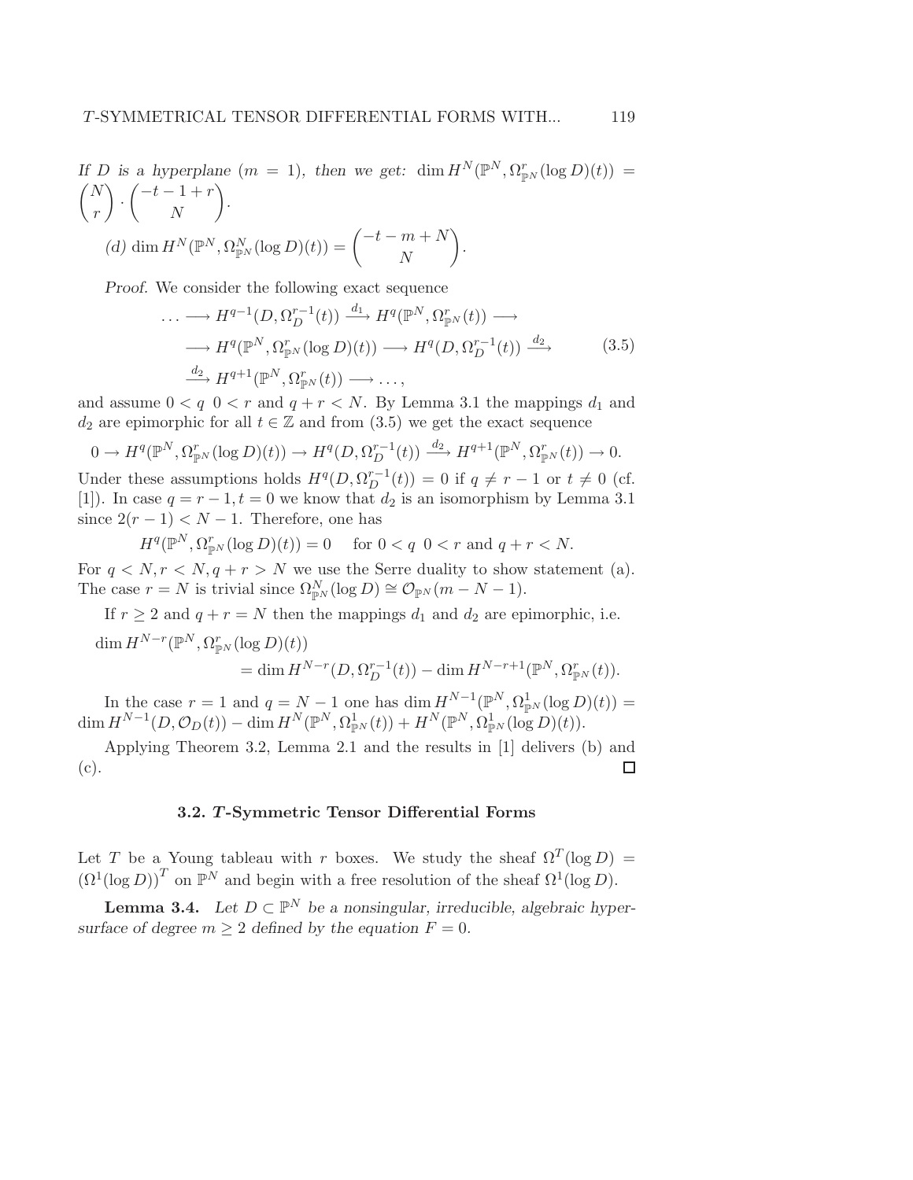*If $D$ is a hyperplane ($m = 1$), then we get:* $\dim H^N(\mathbb{P}^N, \Omega^r_{\mathbb{P}^N}(\log D)(t)) = \binom{N}{r} \cdot \binom{-t-1+r}{N}$.

*(d)* $\dim H^N(\mathbb{P}^N, \Omega^N_{\mathbb{P}^N}(\log D)(t)) = \binom{-t-m+N}{N}$.

*Proof.* We consider the following exact sequence

$$
\begin{aligned}
\ldots \longrightarrow H^{q-1}(D, \Omega_D^{r-1}(t)) &\xrightarrow{d_1} H^q(\mathbb{P}^N, \Omega^r_{\mathbb{P}^N}(t)) \longrightarrow \\
\longrightarrow H^q(\mathbb{P}^N, \Omega^r_{\mathbb{P}^N}(\log D)(t)) &\longrightarrow H^q(D, \Omega_D^{r-1}(t)) \xrightarrow{d_2} \\
\xrightarrow{d_2} H^{q+1}(\mathbb{P}^N, \Omega^r_{\mathbb{P}^N}(t)) &\longrightarrow \ldots,
\end{aligned} \tag{3.5}
$$

and assume $0 < q \;\; 0 < r$ and $q + r < N$. By Lemma 3.1 the mappings $d_1$ and $d_2$ are epimorphic for all $t \in \mathbb{Z}$ and from (3.5) we get the exact sequence

$$
0 \to H^q(\mathbb{P}^N, \Omega^r_{\mathbb{P}^N}(\log D)(t)) \to H^q(D, \Omega_D^{r-1}(t)) \xrightarrow{d_2} H^{q+1}(\mathbb{P}^N, \Omega^r_{\mathbb{P}^N}(t)) \to 0.
$$

Under these assumptions holds $H^q(D, \Omega_D^{r-1}(t)) = 0$ if $q \neq r-1$ or $t \neq 0$ (cf. [1]). In case $q = r-1, t = 0$ we know that $d_2$ is an isomorphism by Lemma 3.1 since $2(r-1) < N-1$. Therefore, one has

$$
H^q(\mathbb{P}^N, \Omega^r_{\mathbb{P}^N}(\log D)(t)) = 0 \quad \text{ for } 0 < q \;\; 0 < r \text{ and } q + r < N.
$$

For $q < N, r < N, q + r > N$ we use the Serre duality to show statement (a). The case $r = N$ is trivial since $\Omega^N_{\mathbb{P}^N}(\log D) \cong \mathcal{O}_{\mathbb{P}^N}(m - N - 1)$.

If $r \geq 2$ and $q + r = N$ then the mappings $d_1$ and $d_2$ are epimorphic, i.e.

$$
\begin{aligned}
&\dim H^{N-r}(\mathbb{P}^N, \Omega^r_{\mathbb{P}^N}(\log D)(t)) \\
&\qquad\qquad = \dim H^{N-r}(D, \Omega_D^{r-1}(t)) - \dim H^{N-r+1}(\mathbb{P}^N, \Omega^r_{\mathbb{P}^N}(t)).
\end{aligned}
$$

In the case $r = 1$ and $q = N-1$ one has $\dim H^{N-1}(\mathbb{P}^N, \Omega^1_{\mathbb{P}^N}(\log D)(t)) = \dim H^{N-1}(D, \mathcal{O}_D(t)) - \dim H^N(\mathbb{P}^N, \Omega^1_{\mathbb{P}^N}(t)) + H^N(\mathbb{P}^N, \Omega^1_{\mathbb{P}^N}(\log D)(t))$.

Applying Theorem 3.2, Lemma 2.1 and the results in [1] delivers (b) and (c). □

### 3.2. $T$-Symmetric Tensor Differential Forms

Let $T$ be a Young tableau with $r$ boxes. We study the sheaf $\Omega^T(\log D) = (\Omega^1(\log D))^T$ on $\mathbb{P}^N$ and begin with a free resolution of the sheaf $\Omega^1(\log D)$.

**Lemma 3.4.** *Let $D \subset \mathbb{P}^N$ be a nonsingular, irreducible, algebraic hypersurface of degree $m \geq 2$ defined by the equation $F = 0$.*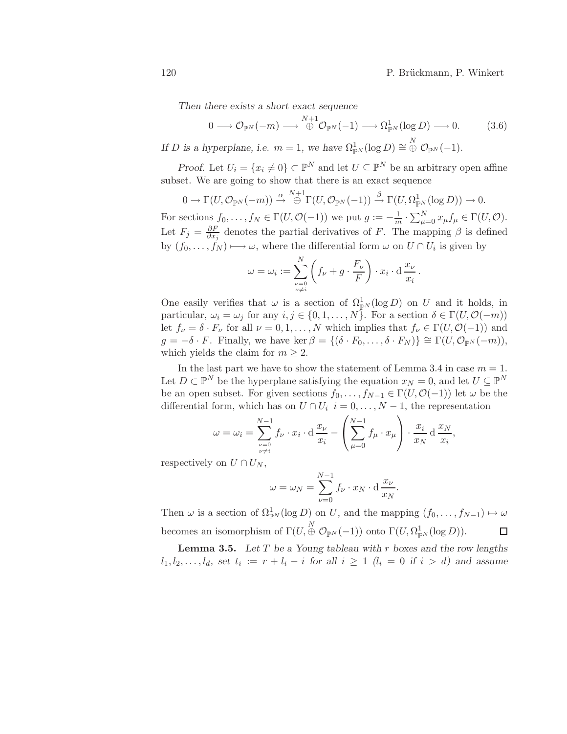*Then there exists a short exact sequence*

$$0 \longrightarrow \mathcal{O}_{\mathbb{P}^N}(-m) \longrightarrow \overset{N+1}{\oplus} \mathcal{O}_{\mathbb{P}^N}(-1) \longrightarrow \Omega^1_{\mathbb{P}^N}(\log D) \longrightarrow 0. \tag{3.6}$$

*If $D$ is a hyperplane, i.e. $m = 1$, we have $\Omega^1_{\mathbb{P}^N}(\log D) \cong \overset{N}{\oplus} \mathcal{O}_{\mathbb{P}^N}(-1)$.*

*Proof.* Let $U_i = \{x_i \neq 0\} \subset \mathbb{P}^N$ and let $U \subseteq \mathbb{P}^N$ be an arbitrary open affine subset. We are going to show that there is an exact sequence

$$0 \to \Gamma(U, \mathcal{O}_{\mathbb{P}^N}(-m)) \overset{\alpha}{\to} \overset{N+1}{\oplus} \Gamma(U, \mathcal{O}_{\mathbb{P}^N}(-1)) \overset{\beta}{\to} \Gamma(U, \Omega^1_{\mathbb{P}^N}(\log D)) \to 0.$$

For sections $f_0, \ldots, f_N \in \Gamma(U, \mathcal{O}(-1))$ we put $g := -\frac{1}{m} \cdot \sum_{\mu=0}^{N} x_\mu f_\mu \in \Gamma(U, \mathcal{O})$. Let $F_j = \frac{\partial F}{\partial x_j}$ denotes the partial derivatives of $F$. The mapping $\beta$ is defined by $(f_0, \ldots, f_N) \longmapsto \omega$, where the differential form $\omega$ on $U \cap U_i$ is given by

$$\omega = \omega_i := \sum_{\substack{\nu=0 \\ \nu \neq i}}^{N} \left( f_\nu + g \cdot \frac{F_\nu}{F} \right) \cdot x_i \cdot \mathrm{d}\, \frac{x_\nu}{x_i}\,.$$

One easily verifies that $\omega$ is a section of $\Omega^1_{\mathbb{P}^N}(\log D)$ on $U$ and it holds, in particular, $\omega_i = \omega_j$ for any $i, j \in \{0, 1, \ldots, N\}$. For a section $\delta \in \Gamma(U, \mathcal{O}(-m))$ let $f_\nu = \delta \cdot F_\nu$ for all $\nu = 0, 1, \ldots, N$ which implies that $f_\nu \in \Gamma(U, \mathcal{O}(-1))$ and $g = -\delta \cdot F$. Finally, we have $\ker \beta = \{(\delta \cdot F_0, \ldots, \delta \cdot F_N)\} \cong \Gamma(U, \mathcal{O}_{\mathbb{P}^N}(-m))$, which yields the claim for $m \geq 2$.

In the last part we have to show the statement of Lemma 3.4 in case $m = 1$. Let $D \subset \mathbb{P}^N$ be the hyperplane satisfying the equation $x_N = 0$, and let $U \subseteq \mathbb{P}^N$ be an open subset. For given sections $f_0, \ldots, f_{N-1} \in \Gamma(U, \mathcal{O}(-1))$ let $\omega$ be the differential form, which has on $U \cap U_i$ $i = 0, \ldots, N-1$, the representation

$$\omega = \omega_i = \sum_{\substack{\nu=0 \\ \nu \neq i}}^{N-1} f_\nu \cdot x_i \cdot \mathrm{d}\, \frac{x_\nu}{x_i} - \left( \sum_{\mu=0}^{N-1} f_\mu \cdot x_\mu \right) \cdot \frac{x_i}{x_N}\, \mathrm{d}\, \frac{x_N}{x_i},$$

respectively on $U \cap U_N$,

$$\omega = \omega_N = \sum_{\nu=0}^{N-1} f_\nu \cdot x_N \cdot \mathrm{d}\, \frac{x_\nu}{x_N}.$$

Then $\omega$ is a section of $\Omega^1_{\mathbb{P}^N}(\log D)$ on $U$, and the mapping $(f_0, \ldots, f_{N-1}) \mapsto \omega$ becomes an isomorphism of $\Gamma(U, \overset{N}{\oplus} \mathcal{O}_{\mathbb{P}^N}(-1))$ onto $\Gamma(U, \Omega^1_{\mathbb{P}^N}(\log D))$. $\square$

**Lemma 3.5.** *Let $T$ be a Young tableau with $r$ boxes and the row lengths $l_1, l_2, \ldots, l_d$, set $t_i := r + l_i - i$ for all $i \geq 1$ ($l_i = 0$ if $i > d$) and assume*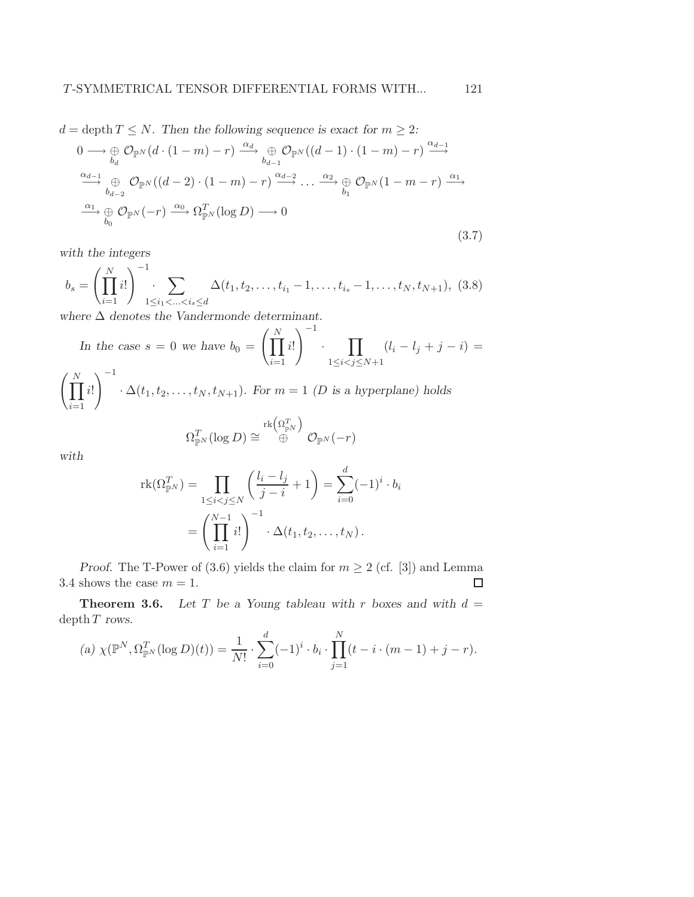$d = \operatorname{depth} T \leq N$. *Then the following sequence is exact for* $m \geq 2$*:*

$$
\begin{aligned}
&0 \longrightarrow \underset{b_d}{\oplus} \mathcal{O}_{\mathbb{P}^N}(d \cdot (1-m) - r) \xrightarrow{\alpha_d} \underset{b_{d-1}}{\oplus} \mathcal{O}_{\mathbb{P}^N}((d-1) \cdot (1-m) - r) \xrightarrow{\alpha_{d-1}} \\
&\xrightarrow{\alpha_{d-1}} \underset{b_{d-2}}{\oplus} \mathcal{O}_{\mathbb{P}^N}((d-2) \cdot (1-m) - r) \xrightarrow{\alpha_{d-2}} \ldots \xrightarrow{\alpha_2} \underset{b_1}{\oplus} \mathcal{O}_{\mathbb{P}^N}(1 - m - r) \xrightarrow{\alpha_1} \\
&\xrightarrow{\alpha_1} \underset{b_0}{\oplus} \mathcal{O}_{\mathbb{P}^N}(-r) \xrightarrow{\alpha_0} \Omega^T_{\mathbb{P}^N}(\log D) \longrightarrow 0
\end{aligned}
\tag{3.7}
$$

*with the integers*

$$
b_s = \left(\prod_{i=1}^{N} i!\right)^{-1} \cdot \sum_{1 \leq i_1 < \ldots < i_s \leq d} \Delta(t_1, t_2, \ldots, t_{i_1} - 1, \ldots, t_{i_s} - 1, \ldots, t_N, t_{N+1}), \tag{3.8}
$$

*where* $\Delta$ *denotes the Vandermonde determinant.*

*In the case* $s = 0$ *we have* $b_0 = \left(\prod_{i=1}^{N} i!\right)^{-1} \cdot \prod_{1 \leq i < j \leq N+1} (l_i - l_j + j - i) = \left(\prod_{i=1}^{N} i!\right)^{-1} \cdot \Delta(t_1, t_2, \ldots, t_N, t_{N+1})$. *For* $m = 1$ *(D is a hyperplane) holds*

$$
\Omega^T_{\mathbb{P}^N}(\log D) \cong \overset{\operatorname{rk}\left(\Omega^T_{\mathbb{P}^N}\right)}{\oplus} \mathcal{O}_{\mathbb{P}^N}(-r)
$$

*with*

$$
\begin{aligned}
\operatorname{rk}(\Omega^T_{\mathbb{P}^N}) &= \prod_{1 \leq i < j \leq N} \left(\frac{l_i - l_j}{j - i} + 1\right) = \sum_{i=0}^{d} (-1)^i \cdot b_i \\
&= \left(\prod_{i=1}^{N-1} i!\right)^{-1} \cdot \Delta(t_1, t_2, \ldots, t_N).
\end{aligned}
$$

*Proof.* The T-Power of (3.6) yields the claim for $m \geq 2$ (cf. [3]) and Lemma 3.4 shows the case $m = 1$. $\square$

**Theorem 3.6.** *Let* $T$ *be a Young tableau with* $r$ *boxes and with* $d = \operatorname{depth} T$ *rows.*

*(a)* $\chi(\mathbb{P}^N, \Omega^T_{\mathbb{P}^N}(\log D)(t)) = \frac{1}{N!} \cdot \sum_{i=0}^{d} (-1)^i \cdot b_i \cdot \prod_{j=1}^{N} (t - i \cdot (m-1) + j - r).$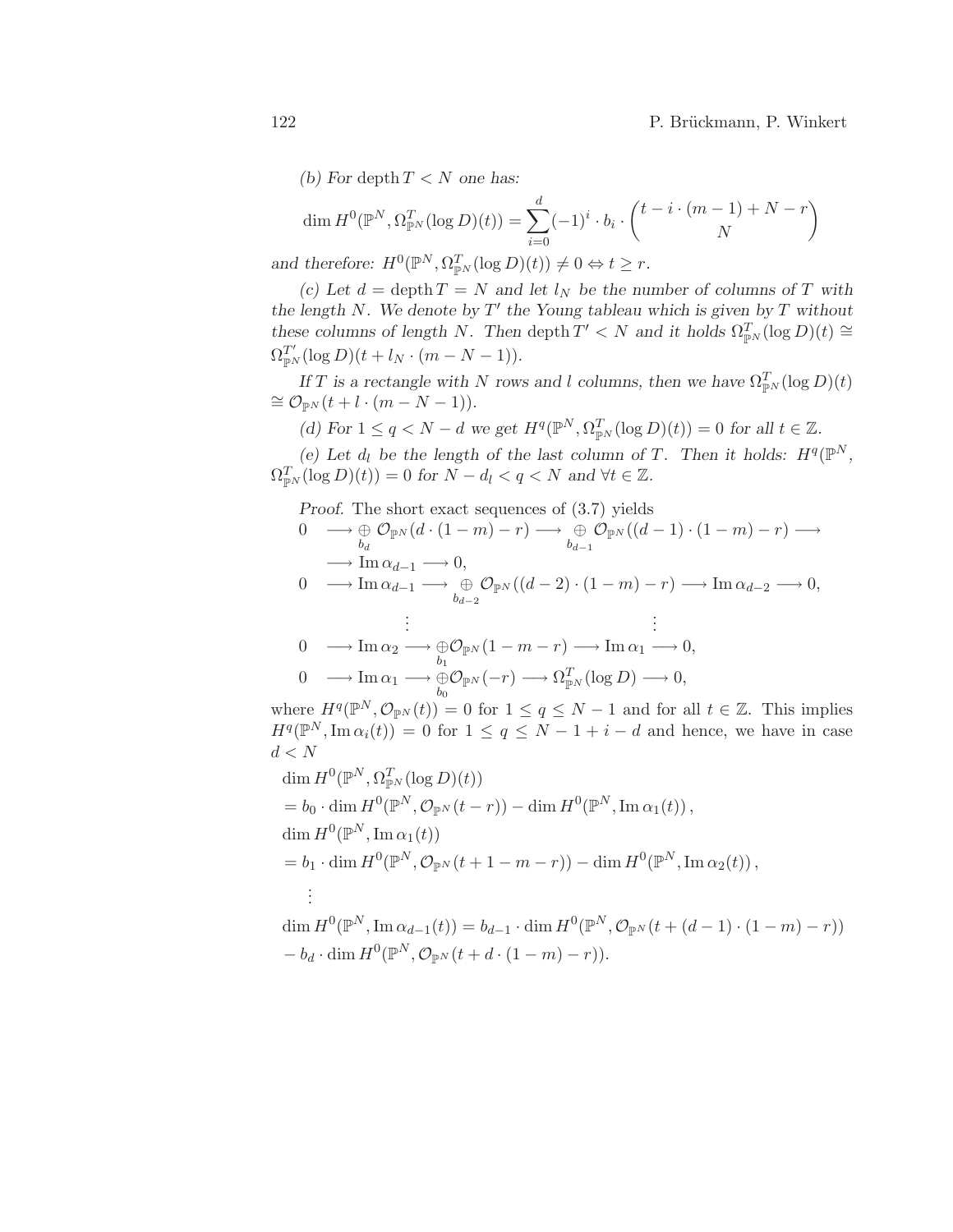*(b) For* $\operatorname{depth} T < N$ *one has:*

$$\dim H^0(\mathbb{P}^N, \Omega^T_{\mathbb{P}^N}(\log D)(t)) = \sum_{i=0}^{d} (-1)^i \cdot b_i \cdot \binom{t - i\cdot(m-1) + N - r}{N}$$

*and therefore:* $H^0(\mathbb{P}^N, \Omega^T_{\mathbb{P}^N}(\log D)(t)) \neq 0 \Leftrightarrow t \geq r$.

*(c) Let* $d = \operatorname{depth} T = N$ *and let* $l_N$ *be the number of columns of* $T$ *with the length* $N$. *We denote by* $T'$ *the Young tableau which is given by* $T$ *without these columns of length* $N$. *Then* $\operatorname{depth} T' < N$ *and it holds* $\Omega^T_{\mathbb{P}^N}(\log D)(t) \cong \Omega^{T'}_{\mathbb{P}^N}(\log D)(t + l_N \cdot (m - N - 1))$.

*If* $T$ *is a rectangle with* $N$ *rows and* $l$ *columns, then we have* $\Omega^T_{\mathbb{P}^N}(\log D)(t) \cong \mathcal{O}_{\mathbb{P}^N}(t + l\cdot(m - N - 1))$.

*(d) For* $1 \leq q < N - d$ *we get* $H^q(\mathbb{P}^N, \Omega^T_{\mathbb{P}^N}(\log D)(t)) = 0$ *for all* $t \in \mathbb{Z}$.

*(e) Let* $d_l$ *be the length of the last column of* $T$. *Then it holds:* $H^q(\mathbb{P}^N, \Omega^T_{\mathbb{P}^N}(\log D)(t)) = 0$ *for* $N - d_l < q < N$ *and* $\forall t \in \mathbb{Z}$.

*Proof.* The short exact sequences of (3.7) yields

$$0 \longrightarrow \underset{b_d}{\oplus}\, \mathcal{O}_{\mathbb{P}^N}(d\cdot(1-m) - r) \longrightarrow \underset{b_{d-1}}{\oplus}\, \mathcal{O}_{\mathbb{P}^N}((d-1)\cdot(1-m) - r) \longrightarrow \operatorname{Im}\alpha_{d-1} \longrightarrow 0,$$

$$0 \longrightarrow \operatorname{Im}\alpha_{d-1} \longrightarrow \underset{b_{d-2}}{\oplus}\, \mathcal{O}_{\mathbb{P}^N}((d-2)\cdot(1-m) - r) \longrightarrow \operatorname{Im}\alpha_{d-2} \longrightarrow 0,$$

$$\vdots \qquad\qquad\qquad\qquad \vdots$$

$$0 \longrightarrow \operatorname{Im}\alpha_2 \longrightarrow \underset{b_1}{\oplus}\mathcal{O}_{\mathbb{P}^N}(1 - m - r) \longrightarrow \operatorname{Im}\alpha_1 \longrightarrow 0,$$

$$0 \longrightarrow \operatorname{Im}\alpha_1 \longrightarrow \underset{b_0}{\oplus}\mathcal{O}_{\mathbb{P}^N}(-r) \longrightarrow \Omega^T_{\mathbb{P}^N}(\log D) \longrightarrow 0,$$

where $H^q(\mathbb{P}^N, \mathcal{O}_{\mathbb{P}^N}(t)) = 0$ for $1 \leq q \leq N-1$ and for all $t \in \mathbb{Z}$. This implies $H^q(\mathbb{P}^N, \operatorname{Im}\alpha_i(t)) = 0$ for $1 \leq q \leq N - 1 + i - d$ and hence, we have in case $d < N$

$$\begin{aligned}
&\dim H^0(\mathbb{P}^N, \Omega^T_{\mathbb{P}^N}(\log D)(t)) \\
&= b_0 \cdot \dim H^0(\mathbb{P}^N, \mathcal{O}_{\mathbb{P}^N}(t - r)) - \dim H^0(\mathbb{P}^N, \operatorname{Im}\alpha_1(t)), \\
&\dim H^0(\mathbb{P}^N, \operatorname{Im}\alpha_1(t)) \\
&= b_1 \cdot \dim H^0(\mathbb{P}^N, \mathcal{O}_{\mathbb{P}^N}(t + 1 - m - r)) - \dim H^0(\mathbb{P}^N, \operatorname{Im}\alpha_2(t)), \\
&\quad\vdots \\
&\dim H^0(\mathbb{P}^N, \operatorname{Im}\alpha_{d-1}(t)) = b_{d-1}\cdot \dim H^0(\mathbb{P}^N, \mathcal{O}_{\mathbb{P}^N}(t + (d-1)\cdot(1-m) - r)) \\
&- b_d \cdot \dim H^0(\mathbb{P}^N, \mathcal{O}_{\mathbb{P}^N}(t + d\cdot(1-m) - r)).
\end{aligned}$$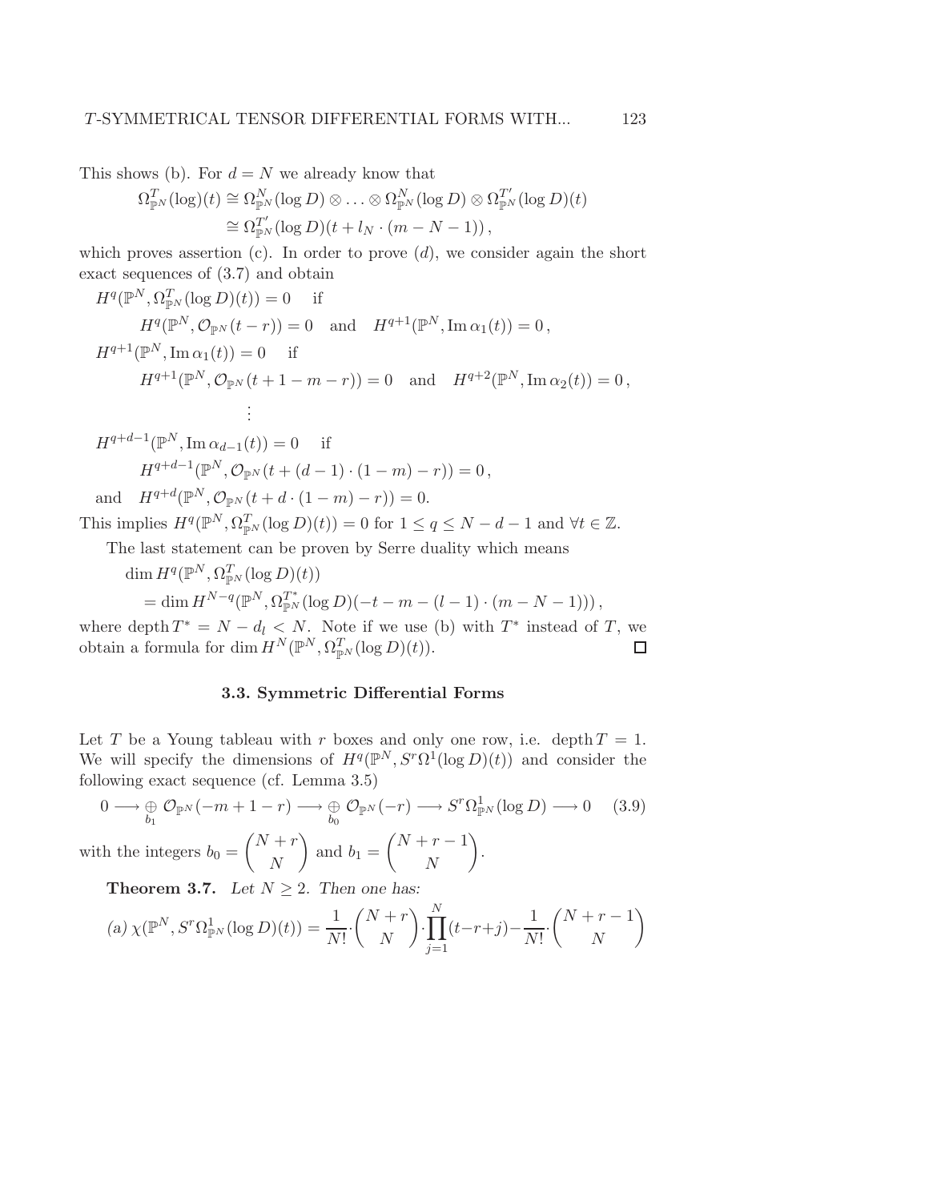This shows (b). For $d = N$ we already know that

$$\Omega^T_{\mathbb{P}^N}(\log)(t) \cong \Omega^N_{\mathbb{P}^N}(\log D) \otimes \ldots \otimes \Omega^N_{\mathbb{P}^N}(\log D) \otimes \Omega^{T'}_{\mathbb{P}^N}(\log D)(t)$$
$$\cong \Omega^{T'}_{\mathbb{P}^N}(\log D)(t + l_N \cdot (m - N - 1)),$$

which proves assertion (c). In order to prove $(d)$, we consider again the short exact sequences of (3.7) and obtain

$H^q(\mathbb{P}^N, \Omega^T_{\mathbb{P}^N}(\log D)(t)) = 0$ if

$$H^q(\mathbb{P}^N, \mathcal{O}_{\mathbb{P}^N}(t - r)) = 0 \quad \text{and} \quad H^{q+1}(\mathbb{P}^N, \operatorname{Im}\alpha_1(t)) = 0,$$

$H^{q+1}(\mathbb{P}^N, \operatorname{Im}\alpha_1(t)) = 0$ if

$$H^{q+1}(\mathbb{P}^N, \mathcal{O}_{\mathbb{P}^N}(t + 1 - m - r)) = 0 \quad \text{and} \quad H^{q+2}(\mathbb{P}^N, \operatorname{Im}\alpha_2(t)) = 0,$$

$$\vdots$$

$H^{q+d-1}(\mathbb{P}^N, \operatorname{Im}\alpha_{d-1}(t)) = 0$ if

$$H^{q+d-1}(\mathbb{P}^N, \mathcal{O}_{\mathbb{P}^N}(t + (d-1) \cdot (1 - m) - r)) = 0,$$

and $\quad H^{q+d}(\mathbb{P}^N, \mathcal{O}_{\mathbb{P}^N}(t + d \cdot (1 - m) - r)) = 0.$

This implies $H^q(\mathbb{P}^N, \Omega^T_{\mathbb{P}^N}(\log D)(t)) = 0$ for $1 \leq q \leq N - d - 1$ and $\forall t \in \mathbb{Z}$.

The last statement can be proven by Serre duality which means

$$\dim H^q(\mathbb{P}^N, \Omega^T_{\mathbb{P}^N}(\log D)(t))$$
$$= \dim H^{N-q}(\mathbb{P}^N, \Omega^{T^*}_{\mathbb{P}^N}(\log D)(-t - m - (l-1) \cdot (m - N - 1))),$$

where $\operatorname{depth} T^* = N - d_l < N$. Note if we use (b) with $T^*$ instead of $T$, we obtain a formula for $\dim H^N(\mathbb{P}^N, \Omega^T_{\mathbb{P}^N}(\log D)(t))$. □

### 3.3. Symmetric Differential Forms

Let $T$ be a Young tableau with $r$ boxes and only one row, i.e. $\operatorname{depth} T = 1$. We will specify the dimensions of $H^q(\mathbb{P}^N, S^r\Omega^1(\log D)(t))$ and consider the following exact sequence (cf. Lemma 3.5)

$$0 \longrightarrow \underset{b_1}{\oplus}\, \mathcal{O}_{\mathbb{P}^N}(-m + 1 - r) \longrightarrow \underset{b_0}{\oplus}\, \mathcal{O}_{\mathbb{P}^N}(-r) \longrightarrow S^r\Omega^1_{\mathbb{P}^N}(\log D) \longrightarrow 0 \quad (3.9)$$

with the integers $b_0 = \binom{N+r}{N}$ and $b_1 = \binom{N+r-1}{N}$.

**Theorem 3.7.** *Let $N \geq 2$. Then one has:*

*(a)* $\chi(\mathbb{P}^N, S^r\Omega^1_{\mathbb{P}^N}(\log D)(t)) = \frac{1}{N!} \cdot \binom{N+r}{N} \cdot \prod_{j=1}^{N}(t - r + j) - \frac{1}{N!} \cdot \binom{N+r-1}{N}$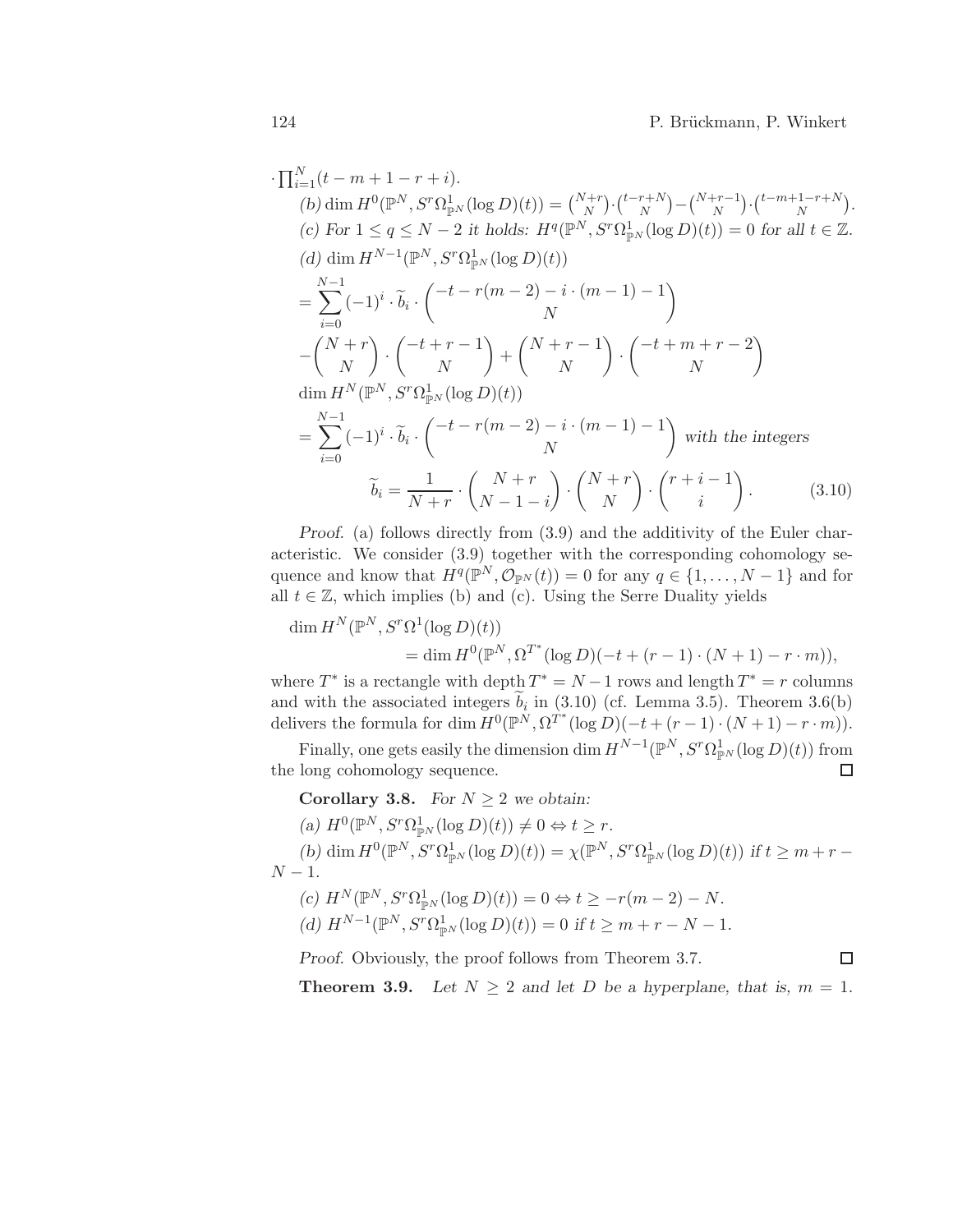$\cdot \prod_{i=1}^{N}(t-m+1-r+i)$.

*(b)* $\dim H^0(\mathbb{P}^N, S^r\Omega^1_{\mathbb{P}^N}(\log D)(t)) = \binom{N+r}{N}\cdot\binom{t-r+N}{N} - \binom{N+r-1}{N}\cdot\binom{t-m+1-r+N}{N}$.

*(c) For* $1 \leq q \leq N-2$ *it holds:* $H^q(\mathbb{P}^N, S^r\Omega^1_{\mathbb{P}^N}(\log D)(t)) = 0$ *for all* $t \in \mathbb{Z}$.

*(d)* $\dim H^{N-1}(\mathbb{P}^N, S^r\Omega^1_{\mathbb{P}^N}(\log D)(t))$

$$= \sum_{i=0}^{N-1}(-1)^i \cdot \widetilde{b}_i \cdot \binom{-t-r(m-2)-i\cdot(m-1)-1}{N}$$
$$-\binom{N+r}{N}\cdot\binom{-t+r-1}{N} + \binom{N+r-1}{N}\cdot\binom{-t+m+r-2}{N}$$

$\dim H^N(\mathbb{P}^N, S^r\Omega^1_{\mathbb{P}^N}(\log D)(t))$

$$= \sum_{i=0}^{N-1}(-1)^i \cdot \widetilde{b}_i \cdot \binom{-t-r(m-2)-i\cdot(m-1)-1}{N}$$ *with the integers*

$$\widetilde{b}_i = \frac{1}{N+r}\cdot\binom{N+r}{N-1-i}\cdot\binom{N+r}{N}\cdot\binom{r+i-1}{i}. \tag{3.10}$$

*Proof.* (a) follows directly from (3.9) and the additivity of the Euler characteristic. We consider (3.9) together with the corresponding cohomology sequence and know that $H^q(\mathbb{P}^N, \mathcal{O}_{\mathbb{P}^N}(t)) = 0$ for any $q \in \{1, \ldots, N-1\}$ and for all $t \in \mathbb{Z}$, which implies (b) and (c). Using the Serre Duality yields

$$\dim H^N(\mathbb{P}^N, S^r\Omega^1(\log D)(t)) = \dim H^0(\mathbb{P}^N, \Omega^{T^*}(\log D)(-t+(r-1)\cdot(N+1)-r\cdot m)),$$

where $T^*$ is a rectangle with depth $T^* = N-1$ rows and length $T^* = r$ columns and with the associated integers $\widetilde{b}_i$ in (3.10) (cf. Lemma 3.5). Theorem 3.6(b) delivers the formula for $\dim H^0(\mathbb{P}^N, \Omega^{T^*}(\log D)(-t+(r-1)\cdot(N+1)-r\cdot m))$.

Finally, one gets easily the dimension $\dim H^{N-1}(\mathbb{P}^N, S^r\Omega^1_{\mathbb{P}^N}(\log D)(t))$ from the long cohomology sequence. □

**Corollary 3.8.** *For* $N \geq 2$ *we obtain:*

*(a)* $H^0(\mathbb{P}^N, S^r\Omega^1_{\mathbb{P}^N}(\log D)(t)) \neq 0 \Leftrightarrow t \geq r$.

*(b)* $\dim H^0(\mathbb{P}^N, S^r\Omega^1_{\mathbb{P}^N}(\log D)(t)) = \chi(\mathbb{P}^N, S^r\Omega^1_{\mathbb{P}^N}(\log D)(t))$ *if* $t \geq m+r-N-1$.

*(c)* $H^N(\mathbb{P}^N, S^r\Omega^1_{\mathbb{P}^N}(\log D)(t)) = 0 \Leftrightarrow t \geq -r(m-2)-N$.

*(d)* $H^{N-1}(\mathbb{P}^N, S^r\Omega^1_{\mathbb{P}^N}(\log D)(t)) = 0$ *if* $t \geq m+r-N-1$.

*Proof.* Obviously, the proof follows from Theorem 3.7. □

**Theorem 3.9.** *Let* $N \geq 2$ *and let* $D$ *be a hyperplane, that is,* $m = 1$.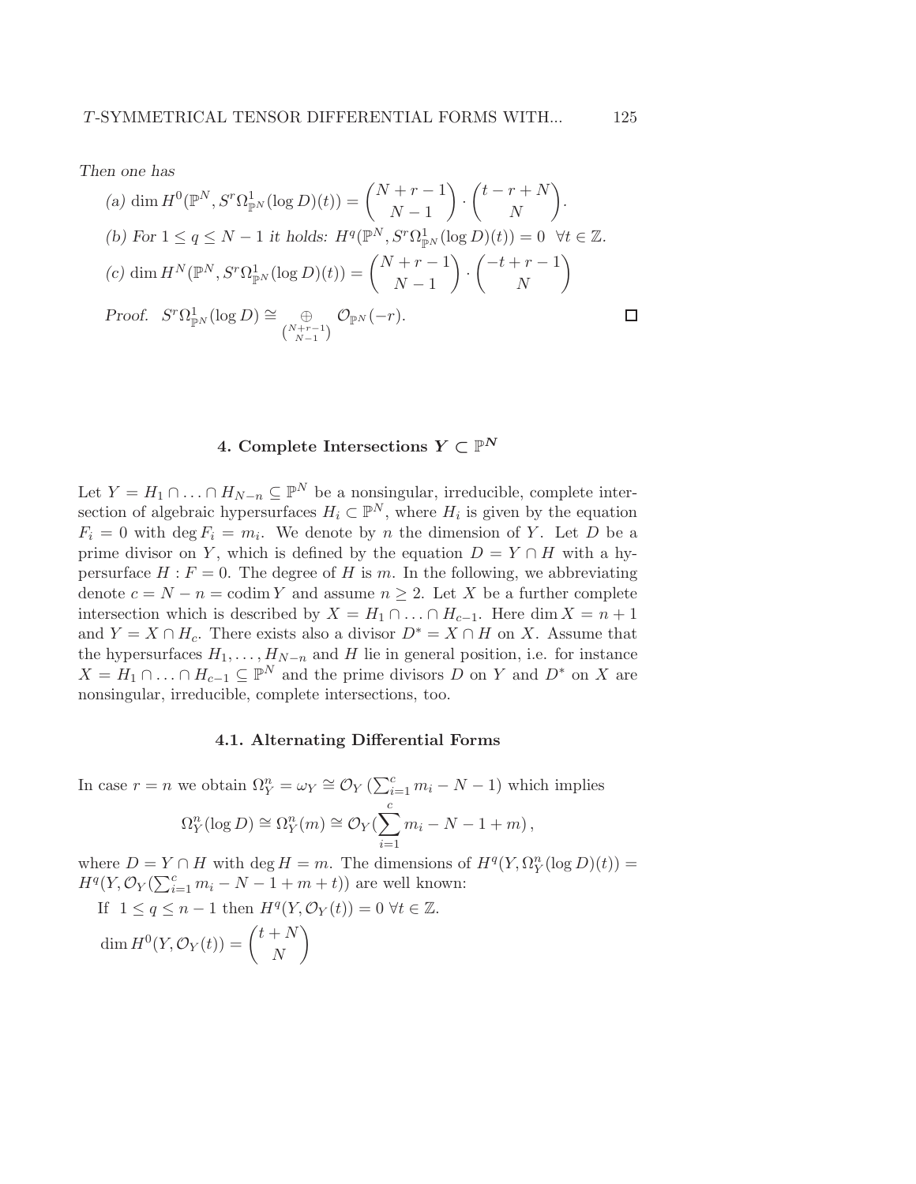*Then one has*

(a) $\dim H^0(\mathbb{P}^N, S^r\Omega^1_{\mathbb{P}^N}(\log D)(t)) = \binom{N+r-1}{N-1} \cdot \binom{t-r+N}{N}$.

(b) *For* $1 \leq q \leq N-1$ *it holds:* $H^q(\mathbb{P}^N, S^r\Omega^1_{\mathbb{P}^N}(\log D)(t)) = 0 \ \ \forall t \in \mathbb{Z}$.

(c) $\dim H^N(\mathbb{P}^N, S^r\Omega^1_{\mathbb{P}^N}(\log D)(t)) = \binom{N+r-1}{N-1} \cdot \binom{-t+r-1}{N}$

*Proof.* $S^r\Omega^1_{\mathbb{P}^N}(\log D) \cong \bigoplus_{\binom{N+r-1}{N-1}} \mathcal{O}_{\mathbb{P}^N}(-r)$. □

## 4. Complete Intersections $Y \subset \mathbb{P}^N$

Let $Y = H_1 \cap \ldots \cap H_{N-n} \subseteq \mathbb{P}^N$ be a nonsingular, irreducible, complete intersection of algebraic hypersurfaces $H_i \subset \mathbb{P}^N$, where $H_i$ is given by the equation $F_i = 0$ with $\deg F_i = m_i$. We denote by $n$ the dimension of $Y$. Let $D$ be a prime divisor on $Y$, which is defined by the equation $D = Y \cap H$ with a hypersurface $H : F = 0$. The degree of $H$ is $m$. In the following, we abbreviating denote $c = N - n = \operatorname{codim} Y$ and assume $n \geq 2$. Let $X$ be a further complete intersection which is described by $X = H_1 \cap \ldots \cap H_{c-1}$. Here $\dim X = n+1$ and $Y = X \cap H_c$. There exists also a divisor $D^* = X \cap H$ on $X$. Assume that the hypersurfaces $H_1, \ldots, H_{N-n}$ and $H$ lie in general position, i.e. for instance $X = H_1 \cap \ldots \cap H_{c-1} \subseteq \mathbb{P}^N$ and the prime divisors $D$ on $Y$ and $D^*$ on $X$ are nonsingular, irreducible, complete intersections, too.

### 4.1. Alternating Differential Forms

In case $r = n$ we obtain $\Omega^n_Y = \omega_Y \cong \mathcal{O}_Y\left(\sum_{i=1}^c m_i - N - 1\right)$ which implies

$$\Omega^n_Y(\log D) \cong \Omega^n_Y(m) \cong \mathcal{O}_Y\Big(\sum_{i=1}^c m_i - N - 1 + m\Big),$$

where $D = Y \cap H$ with $\deg H = m$. The dimensions of $H^q(Y, \Omega^n_Y(\log D)(t)) = H^q(Y, \mathcal{O}_Y(\sum_{i=1}^c m_i - N - 1 + m + t))$ are well known:

If $1 \leq q \leq n-1$ then $H^q(Y, \mathcal{O}_Y(t)) = 0 \ \forall t \in \mathbb{Z}$.

$\dim H^0(Y, \mathcal{O}_Y(t)) = \binom{t+N}{N}$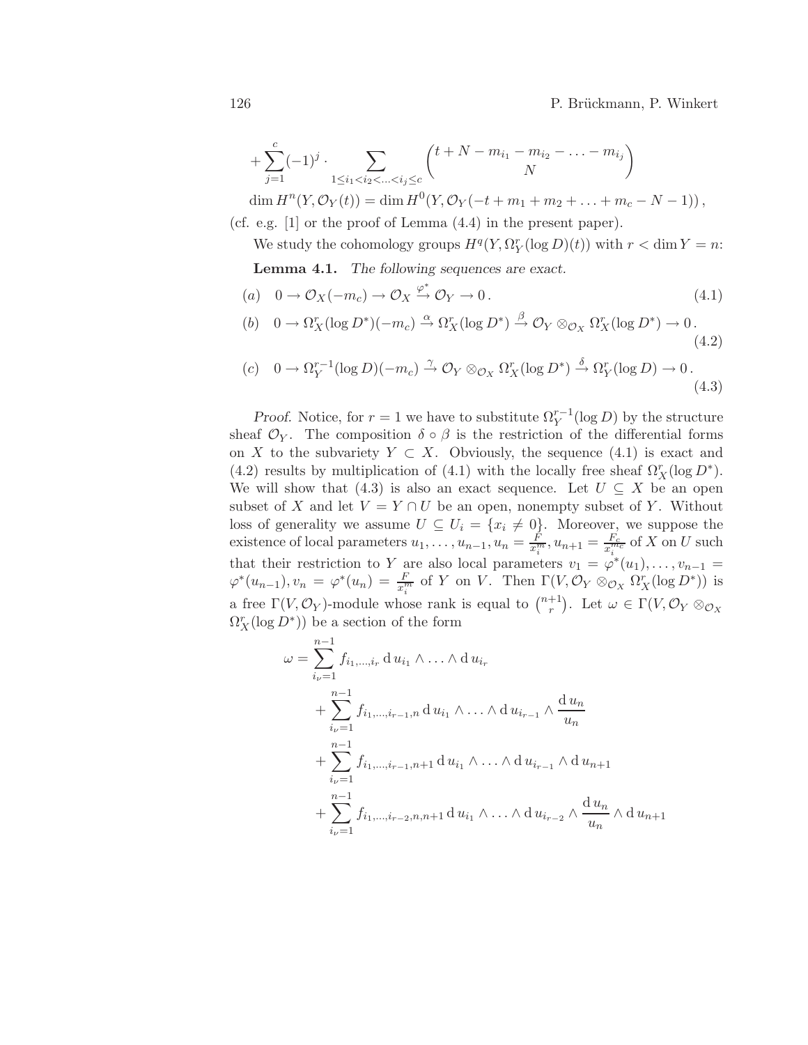$$+\sum_{j=1}^{c}(-1)^j \cdot \sum_{1\leq i_1<i_2<\ldots<i_j\leq c} \binom{t+N-m_{i_1}-m_{i_2}-\ldots-m_{i_j}}{N}$$

$$\dim H^n(Y,\mathcal{O}_Y(t)) = \dim H^0(Y,\mathcal{O}_Y(-t+m_1+m_2+\ldots+m_c-N-1)),$$

(cf. e.g. [1] or the proof of Lemma (4.4) in the present paper).

We study the cohomology groups $H^q(Y,\Omega^r_Y(\log D)(t))$ with $r<\dim Y = n$:

**Lemma 4.1.** *The following sequences are exact.*

$$(a)\quad 0\to \mathcal{O}_X(-m_c)\to \mathcal{O}_X \xrightarrow{\varphi^*} \mathcal{O}_Y \to 0\,. \tag{4.1}$$

$$(b)\quad 0\to \Omega^r_X(\log D^*)(-m_c) \xrightarrow{\alpha} \Omega^r_X(\log D^*) \xrightarrow{\beta} \mathcal{O}_Y\otimes_{\mathcal{O}_X}\Omega^r_X(\log D^*)\to 0\,. \tag{4.2}$$

$$(c)\quad 0\to \Omega^{r-1}_Y(\log D)(-m_c) \xrightarrow{\gamma} \mathcal{O}_Y\otimes_{\mathcal{O}_X}\Omega^r_X(\log D^*) \xrightarrow{\delta} \Omega^r_Y(\log D)\to 0\,. \tag{4.3}$$

*Proof.* Notice, for $r=1$ we have to substitute $\Omega^{r-1}_Y(\log D)$ by the structure sheaf $\mathcal{O}_Y$. The composition $\delta\circ\beta$ is the restriction of the differential forms on $X$ to the subvariety $Y\subset X$. Obviously, the sequence (4.1) is exact and (4.2) results by multiplication of (4.1) with the locally free sheaf $\Omega^r_X(\log D^*)$. We will show that (4.3) is also an exact sequence. Let $U\subseteq X$ be an open subset of $X$ and let $V=Y\cap U$ be an open, nonempty subset of $Y$. Without loss of generality we assume $U\subseteq U_i=\{x_i\neq 0\}$. Moreover, we suppose the existence of local parameters $u_1,\ldots,u_{n-1},u_n=\frac{F}{x_i^m},u_{n+1}=\frac{F_c}{x_i^{m_c}}$ of $X$ on $U$ such that their restriction to $Y$ are also local parameters $v_1=\varphi^*(u_1),\ldots,v_{n-1}=\varphi^*(u_{n-1}),v_n=\varphi^*(u_n)=\frac{F}{x_i^m}$ of $Y$ on $V$. Then $\Gamma(V,\mathcal{O}_Y\otimes_{\mathcal{O}_X}\Omega^r_X(\log D^*))$ is a free $\Gamma(V,\mathcal{O}_Y)$-module whose rank is equal to $\binom{n+1}{r}$. Let $\omega\in\Gamma(V,\mathcal{O}_Y\otimes_{\mathcal{O}_X}\Omega^r_X(\log D^*))$ be a section of the form

$$\begin{aligned}
\omega = &\sum_{i_\nu=1}^{n-1} f_{i_1,\ldots,i_r}\,\mathrm{d}\,u_{i_1}\wedge\ldots\wedge \mathrm{d}\,u_{i_r}\\
&+\sum_{i_\nu=1}^{n-1} f_{i_1,\ldots,i_{r-1},n}\,\mathrm{d}\,u_{i_1}\wedge\ldots\wedge \mathrm{d}\,u_{i_{r-1}}\wedge\frac{\mathrm{d}\,u_n}{u_n}\\
&+\sum_{i_\nu=1}^{n-1} f_{i_1,\ldots,i_{r-1},n+1}\,\mathrm{d}\,u_{i_1}\wedge\ldots\wedge \mathrm{d}\,u_{i_{r-1}}\wedge \mathrm{d}\,u_{n+1}\\
&+\sum_{i_\nu=1}^{n-1} f_{i_1,\ldots,i_{r-2},n,n+1}\,\mathrm{d}\,u_{i_1}\wedge\ldots\wedge \mathrm{d}\,u_{i_{r-2}}\wedge\frac{\mathrm{d}\,u_n}{u_n}\wedge \mathrm{d}\,u_{n+1}
\end{aligned}$$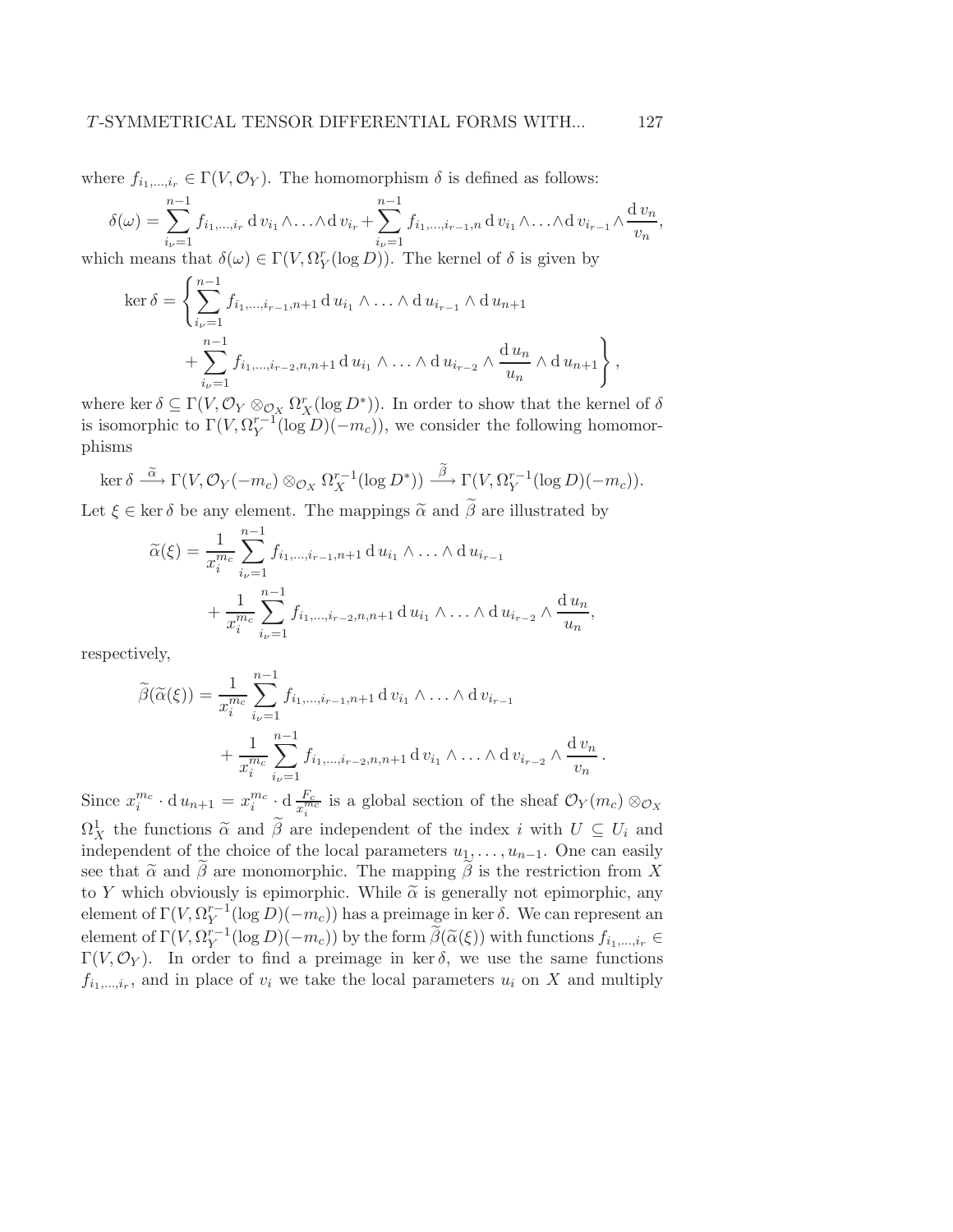where $f_{i_1,\ldots,i_r} \in \Gamma(V, \mathcal{O}_Y)$. The homomorphism $\delta$ is defined as follows:

$$\delta(\omega) = \sum_{i_\nu=1}^{n-1} f_{i_1,\ldots,i_r} \,\mathrm{d}\, v_{i_1} \wedge \ldots \wedge \mathrm{d}\, v_{i_r} + \sum_{i_\nu=1}^{n-1} f_{i_1,\ldots,i_{r-1},n} \,\mathrm{d}\, v_{i_1} \wedge \ldots \wedge \mathrm{d}\, v_{i_{r-1}} \wedge \frac{\mathrm{d}\, v_n}{v_n},$$

which means that $\delta(\omega) \in \Gamma(V, \Omega_Y^r(\log D))$. The kernel of $\delta$ is given by

$$\ker \delta = \left\{ \sum_{i_\nu=1}^{n-1} f_{i_1,\ldots,i_{r-1},n+1} \,\mathrm{d}\, u_{i_1} \wedge \ldots \wedge \mathrm{d}\, u_{i_{r-1}} \wedge \mathrm{d}\, u_{n+1} \right.$$
$$\left. + \sum_{i_\nu=1}^{n-1} f_{i_1,\ldots,i_{r-2},n,n+1} \,\mathrm{d}\, u_{i_1} \wedge \ldots \wedge \mathrm{d}\, u_{i_{r-2}} \wedge \frac{\mathrm{d}\, u_n}{u_n} \wedge \mathrm{d}\, u_{n+1} \right\},$$

where $\ker \delta \subseteq \Gamma(V, \mathcal{O}_Y \otimes_{\mathcal{O}_X} \Omega_X^r(\log D^*))$. In order to show that the kernel of $\delta$ is isomorphic to $\Gamma(V, \Omega_Y^{r-1}(\log D)(-m_c))$, we consider the following homomorphisms

$$\ker \delta \xrightarrow{\widetilde{\alpha}} \Gamma(V, \mathcal{O}_Y(-m_c) \otimes_{\mathcal{O}_X} \Omega_X^{r-1}(\log D^*)) \xrightarrow{\widetilde{\beta}} \Gamma(V, \Omega_Y^{r-1}(\log D)(-m_c)).$$

Let $\xi \in \ker \delta$ be any element. The mappings $\widetilde{\alpha}$ and $\widetilde{\beta}$ are illustrated by

$$\widetilde{\alpha}(\xi) = \frac{1}{x_i^{m_c}} \sum_{i_\nu=1}^{n-1} f_{i_1,\ldots,i_{r-1},n+1} \,\mathrm{d}\, u_{i_1} \wedge \ldots \wedge \mathrm{d}\, u_{i_{r-1}}$$
$$+ \frac{1}{x_i^{m_c}} \sum_{i_\nu=1}^{n-1} f_{i_1,\ldots,i_{r-2},n,n+1} \,\mathrm{d}\, u_{i_1} \wedge \ldots \wedge \mathrm{d}\, u_{i_{r-2}} \wedge \frac{\mathrm{d}\, u_n}{u_n},$$

respectively,

$$\widetilde{\beta}(\widetilde{\alpha}(\xi)) = \frac{1}{x_i^{m_c}} \sum_{i_\nu=1}^{n-1} f_{i_1,\ldots,i_{r-1},n+1} \,\mathrm{d}\, v_{i_1} \wedge \ldots \wedge \mathrm{d}\, v_{i_{r-1}}$$
$$+ \frac{1}{x_i^{m_c}} \sum_{i_\nu=1}^{n-1} f_{i_1,\ldots,i_{r-2},n,n+1} \,\mathrm{d}\, v_{i_1} \wedge \ldots \wedge \mathrm{d}\, v_{i_{r-2}} \wedge \frac{\mathrm{d}\, v_n}{v_n}.$$

Since $x_i^{m_c} \cdot \mathrm{d}\, u_{n+1} = x_i^{m_c} \cdot \mathrm{d}\, \frac{F_c}{x_i^{m_c}}$ is a global section of the sheaf $\mathcal{O}_Y(m_c) \otimes_{\mathcal{O}_X} \Omega_X^1$ the functions $\widetilde{\alpha}$ and $\widetilde{\beta}$ are independent of the index $i$ with $U \subseteq U_i$ and independent of the choice of the local parameters $u_1, \ldots, u_{n-1}$. One can easily see that $\widetilde{\alpha}$ and $\widetilde{\beta}$ are monomorphic. The mapping $\widetilde{\beta}$ is the restriction from $X$ to $Y$ which obviously is epimorphic. While $\widetilde{\alpha}$ is generally not epimorphic, any element of $\Gamma(V, \Omega_Y^{r-1}(\log D)(-m_c))$ has a preimage in $\ker \delta$. We can represent an element of $\Gamma(V, \Omega_Y^{r-1}(\log D)(-m_c))$ by the form $\widetilde{\beta}(\widetilde{\alpha}(\xi))$ with functions $f_{i_1,\ldots,i_r} \in \Gamma(V, \mathcal{O}_Y)$. In order to find a preimage in $\ker \delta$, we use the same functions $f_{i_1,\ldots,i_r}$, and in place of $v_i$ we take the local parameters $u_i$ on $X$ and multiply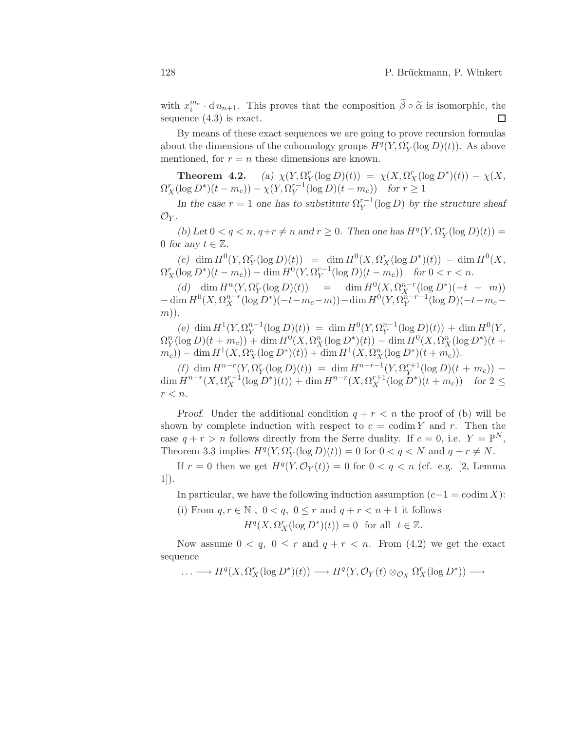with $x_i^{m_c} \cdot \mathrm{d}\, u_{n+1}$. This proves that the composition $\widetilde{\beta} \circ \widetilde{\alpha}$ is isomorphic, the sequence (4.3) is exact. $\square$

By means of these exact sequences we are going to prove recursion formulas about the dimensions of the cohomology groups $H^q(Y, \Omega_Y^r(\log D)(t))$. As above mentioned, for $r = n$ these dimensions are known.

**Theorem 4.2.** *(a)* $\chi(Y, \Omega_Y^r(\log D)(t)) = \chi(X, \Omega_X^r(\log D^*)(t)) - \chi(X, \Omega_X^r(\log D^*)(t - m_c)) - \chi(Y, \Omega_Y^{r-1}(\log D)(t - m_c))$ *for* $r \geq 1$

*In the case $r = 1$ one has to substitute $\Omega_Y^{r-1}(\log D)$ by the structure sheaf $\mathcal{O}_Y$.*

*(b) Let $0 < q < n$, $q + r \neq n$ and $r \geq 0$. Then one has $H^q(Y, \Omega_Y^r(\log D)(t)) = 0$ for any $t \in \mathbb{Z}$.*

*(c)* $\dim H^0(Y, \Omega_Y^r(\log D)(t)) = \dim H^0(X, \Omega_X^r(\log D^*)(t)) - \dim H^0(X, \Omega_X^r(\log D^*)(t - m_c)) - \dim H^0(Y, \Omega_Y^{r-1}(\log D)(t - m_c))$ *for* $0 < r < n$.

*(d)* $\dim H^n(Y, \Omega_Y^r(\log D)(t)) = \dim H^0(X, \Omega_X^{n-r}(\log D^*)(-t - m)) - \dim H^0(X, \Omega_X^{n-r}(\log D^*)(-t - m_c - m)) - \dim H^0(Y, \Omega_Y^{n-r-1}(\log D)(-t - m_c - m))$.

*(e)* $\dim H^1(Y, \Omega_Y^{n-1}(\log D)(t)) = \dim H^0(Y, \Omega_Y^{n-1}(\log D)(t)) + \dim H^0(Y, \Omega_Y^n(\log D)(t + m_c)) + \dim H^0(X, \Omega_X^n(\log D^*)(t)) - \dim H^0(X, \Omega_X^n(\log D^*)(t + m_c)) - \dim H^1(X, \Omega_X^n(\log D^*)(t)) + \dim H^1(X, \Omega_X^n(\log D^*)(t + m_c))$.

*(f)* $\dim H^{n-r}(Y, \Omega_Y^r(\log D)(t)) = \dim H^{n-r-1}(Y, \Omega_Y^{r+1}(\log D)(t + m_c)) - \dim H^{n-r}(X, \Omega_X^{r+1}(\log D^*)(t)) + \dim H^{n-r}(X, \Omega_X^{r+1}(\log D^*)(t + m_c))$ *for* $2 \leq r < n$.

*Proof.* Under the additional condition $q + r < n$ the proof of (b) will be shown by complete induction with respect to $c = \operatorname{codim} Y$ and $r$. Then the case $q + r > n$ follows directly from the Serre duality. If $c = 0$, i.e. $Y = \mathbb{P}^N$, Theorem 3.3 implies $H^q(Y, \Omega_Y^r(\log D)(t)) = 0$ for $0 < q < N$ and $q + r \neq N$.

If $r = 0$ then we get $H^q(Y, \mathcal{O}_Y(t)) = 0$ for $0 < q < n$ (cf. e.g. [2, Lemma 1]).

In particular, we have the following induction assumption ($c - 1 = \operatorname{codim} X$):

(i) From $q, r \in \mathbb{N}$ , $0 < q$, $0 \leq r$ and $q + r < n + 1$ it follows

$$H^q(X, \Omega_X^r(\log D^*)(t)) = 0 \quad \text{for all} \quad t \in \mathbb{Z}.$$

Now assume $0 < q$, $0 \leq r$ and $q + r < n$. From (4.2) we get the exact sequence

$$\ldots \longrightarrow H^q(X, \Omega_X^r(\log D^*)(t)) \longrightarrow H^q(Y, \mathcal{O}_Y(t) \otimes_{\mathcal{O}_X} \Omega_X^r(\log D^*)) \longrightarrow$$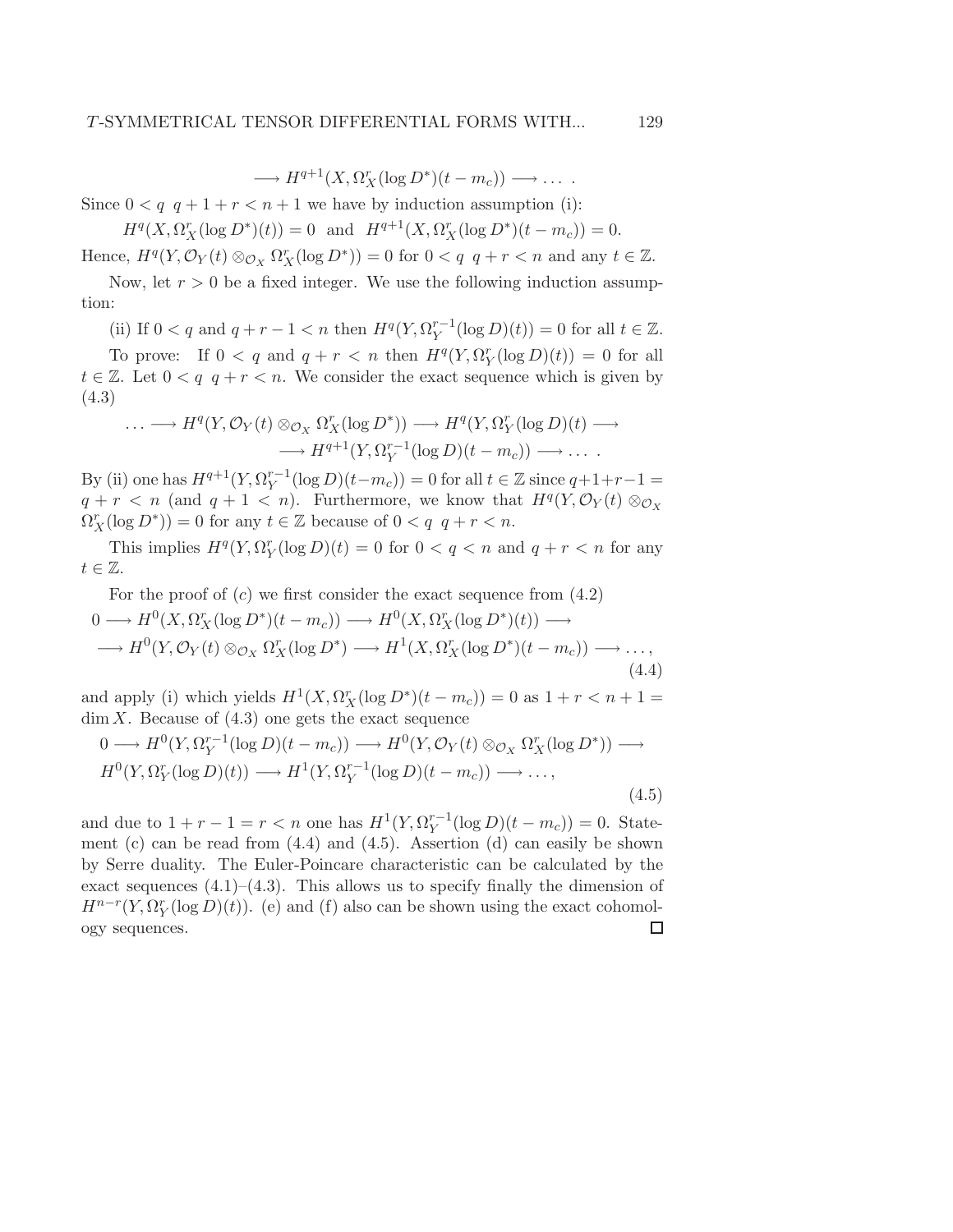$$\longrightarrow H^{q+1}(X, \Omega_X^r(\log D^*)(t-m_c)) \longrightarrow \dots\ .$$

Since $0 < q\ \ q+1+r < n+1$ we have by induction assumption (i):

$$H^q(X, \Omega_X^r(\log D^*)(t)) = 0 \ \text{ and } \ H^{q+1}(X, \Omega_X^r(\log D^*)(t-m_c)) = 0.$$

Hence, $H^q(Y, \mathcal{O}_Y(t) \otimes_{\mathcal{O}_X} \Omega_X^r(\log D^*)) = 0$ for $0 < q\ \ q+r < n$ and any $t \in \mathbb{Z}$.

Now, let $r > 0$ be a fixed integer. We use the following induction assumption:

(ii) If $0 < q$ and $q+r-1 < n$ then $H^q(Y, \Omega_Y^{r-1}(\log D)(t)) = 0$ for all $t \in \mathbb{Z}$.

To prove: If $0 < q$ and $q+r < n$ then $H^q(Y, \Omega_Y^r(\log D)(t)) = 0$ for all $t \in \mathbb{Z}$. Let $0 < q\ \ q+r < n$. We consider the exact sequence which is given by (4.3)

$$\dots \longrightarrow H^q(Y, \mathcal{O}_Y(t) \otimes_{\mathcal{O}_X} \Omega_X^r(\log D^*)) \longrightarrow H^q(Y, \Omega_Y^r(\log D)(t) \longrightarrow$$
$$\longrightarrow H^{q+1}(Y, \Omega_Y^{r-1}(\log D)(t-m_c)) \longrightarrow \dots\ .$$

By (ii) one has $H^{q+1}(Y, \Omega_Y^{r-1}(\log D)(t-m_c)) = 0$ for all $t \in \mathbb{Z}$ since $q+1+r-1 = q+r < n$ (and $q+1 < n$). Furthermore, we know that $H^q(Y, \mathcal{O}_Y(t) \otimes_{\mathcal{O}_X} \Omega_X^r(\log D^*)) = 0$ for any $t \in \mathbb{Z}$ because of $0 < q\ \ q+r < n$.

This implies $H^q(Y, \Omega_Y^r(\log D)(t) = 0$ for $0 < q < n$ and $q+r < n$ for any $t \in \mathbb{Z}$.

For the proof of $(c)$ we first consider the exact sequence from (4.2)

$$\begin{aligned}
&0 \longrightarrow H^0(X, \Omega_X^r(\log D^*)(t-m_c)) \longrightarrow H^0(X, \Omega_X^r(\log D^*)(t)) \longrightarrow \\
&\longrightarrow H^0(Y, \mathcal{O}_Y(t) \otimes_{\mathcal{O}_X} \Omega_X^r(\log D^*) \longrightarrow H^1(X, \Omega_X^r(\log D^*)(t-m_c)) \longrightarrow \dots,
\end{aligned} \tag{4.4}$$

and apply (i) which yields $H^1(X, \Omega_X^r(\log D^*)(t-m_c)) = 0$ as $1+r < n+1 = \dim X$. Because of (4.3) one gets the exact sequence

$$\begin{aligned}
&0 \longrightarrow H^0(Y, \Omega_Y^{r-1}(\log D)(t-m_c)) \longrightarrow H^0(Y, \mathcal{O}_Y(t) \otimes_{\mathcal{O}_X} \Omega_X^r(\log D^*)) \longrightarrow \\
&H^0(Y, \Omega_Y^r(\log D)(t)) \longrightarrow H^1(Y, \Omega_Y^{r-1}(\log D)(t-m_c)) \longrightarrow \dots,
\end{aligned} \tag{4.5}$$

and due to $1+r-1 = r < n$ one has $H^1(Y, \Omega_Y^{r-1}(\log D)(t-m_c)) = 0$. Statement (c) can be read from (4.4) and (4.5). Assertion (d) can easily be shown by Serre duality. The Euler-Poincare characteristic can be calculated by the exact sequences (4.1)–(4.3). This allows us to specify finally the dimension of $H^{n-r}(Y, \Omega_Y^r(\log D)(t))$. (e) and (f) also can be shown using the exact cohomology sequences. □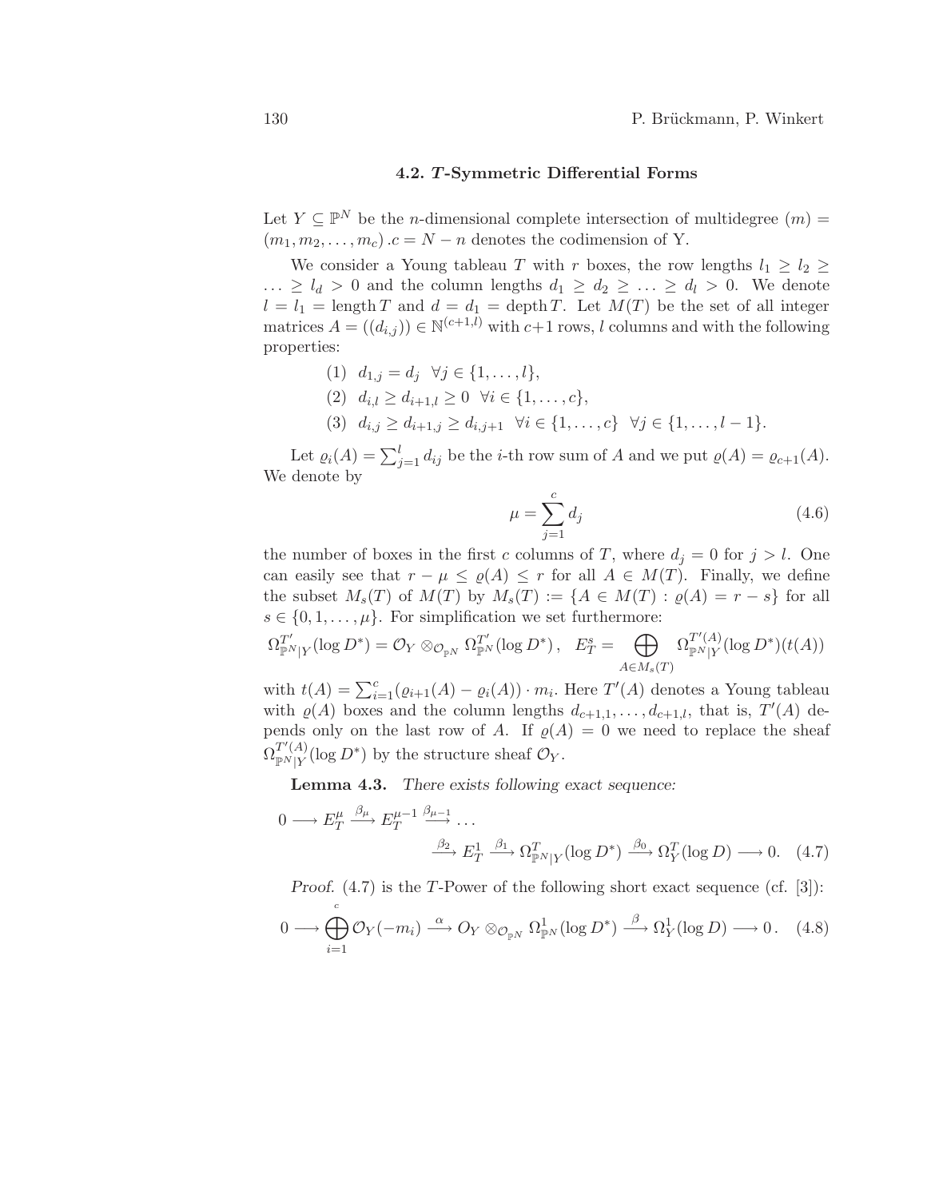### 4.2. *T*-Symmetric Differential Forms

Let $Y \subseteq \mathbb{P}^N$ be the $n$-dimensional complete intersection of multidegree $(m) = (m_1, m_2, \ldots, m_c)$ .$c = N - n$ denotes the codimension of Y.

We consider a Young tableau $T$ with $r$ boxes, the row lengths $l_1 \geq l_2 \geq \ldots \geq l_d > 0$ and the column lengths $d_1 \geq d_2 \geq \ldots \geq d_l > 0$. We denote $l = l_1 = \operatorname{length} T$ and $d = d_1 = \operatorname{depth} T$. Let $M(T)$ be the set of all integer matrices $A = ((d_{i,j})) \in \mathbb{N}^{(c+1,l)}$ with $c+1$ rows, $l$ columns and with the following properties:

(1) $d_{1,j} = d_j \quad \forall j \in \{1, \ldots, l\}$,

(2) $d_{i,l} \geq d_{i+1,l} \geq 0 \quad \forall i \in \{1, \ldots, c\}$,

(3) $d_{i,j} \geq d_{i+1,j} \geq d_{i,j+1} \quad \forall i \in \{1, \ldots, c\} \quad \forall j \in \{1, \ldots, l-1\}$.

Let $\varrho_i(A) = \sum_{j=1}^{l} d_{ij}$ be the $i$-th row sum of $A$ and we put $\varrho(A) = \varrho_{c+1}(A)$. We denote by

$$\mu = \sum_{j=1}^{c} d_j \tag{4.6}$$

the number of boxes in the first $c$ columns of $T$, where $d_j = 0$ for $j > l$. One can easily see that $r - \mu \leq \varrho(A) \leq r$ for all $A \in M(T)$. Finally, we define the subset $M_s(T)$ of $M(T)$ by $M_s(T) := \{A \in M(T) : \varrho(A) = r - s\}$ for all $s \in \{0, 1, \ldots, \mu\}$. For simplification we set furthermore:

$$\Omega^{T'}_{\mathbb{P}^N|Y}(\log D^*) = \mathcal{O}_Y \otimes_{\mathcal{O}_{\mathbb{P}^N}} \Omega^{T'}_{\mathbb{P}^N}(\log D^*)\,, \quad E^s_T = \bigoplus_{A \in M_s(T)} \Omega^{T'(A)}_{\mathbb{P}^N|Y}(\log D^*)(t(A))$$

with $t(A) = \sum_{i=1}^{c} (\varrho_{i+1}(A) - \varrho_i(A)) \cdot m_i$. Here $T'(A)$ denotes a Young tableau with $\varrho(A)$ boxes and the column lengths $d_{c+1,1}, \ldots, d_{c+1,l}$, that is, $T'(A)$ depends only on the last row of $A$. If $\varrho(A) = 0$ we need to replace the sheaf $\Omega^{T'(A)}_{\mathbb{P}^N|Y}(\log D^*)$ by the structure sheaf $\mathcal{O}_Y$.

**Lemma 4.3.** *There exists following exact sequence:*

$$0 \longrightarrow E^{\mu}_T \xrightarrow{\beta_\mu} E^{\mu-1}_T \xrightarrow{\beta_{\mu-1}} \ldots \xrightarrow{\beta_2} E^1_T \xrightarrow{\beta_1} \Omega^T_{\mathbb{P}^N|Y}(\log D^*) \xrightarrow{\beta_0} \Omega^T_Y(\log D) \longrightarrow 0. \tag{4.7}$$

*Proof.* (4.7) is the $T$-Power of the following short exact sequence (cf. [3]):

$$0 \longrightarrow \bigoplus_{i=1}^{c} \mathcal{O}_Y(-m_i) \xrightarrow{\alpha} O_Y \otimes_{\mathcal{O}_{\mathbb{P}^N}} \Omega^1_{\mathbb{P}^N}(\log D^*) \xrightarrow{\beta} \Omega^1_Y(\log D) \longrightarrow 0\,. \tag{4.8}$$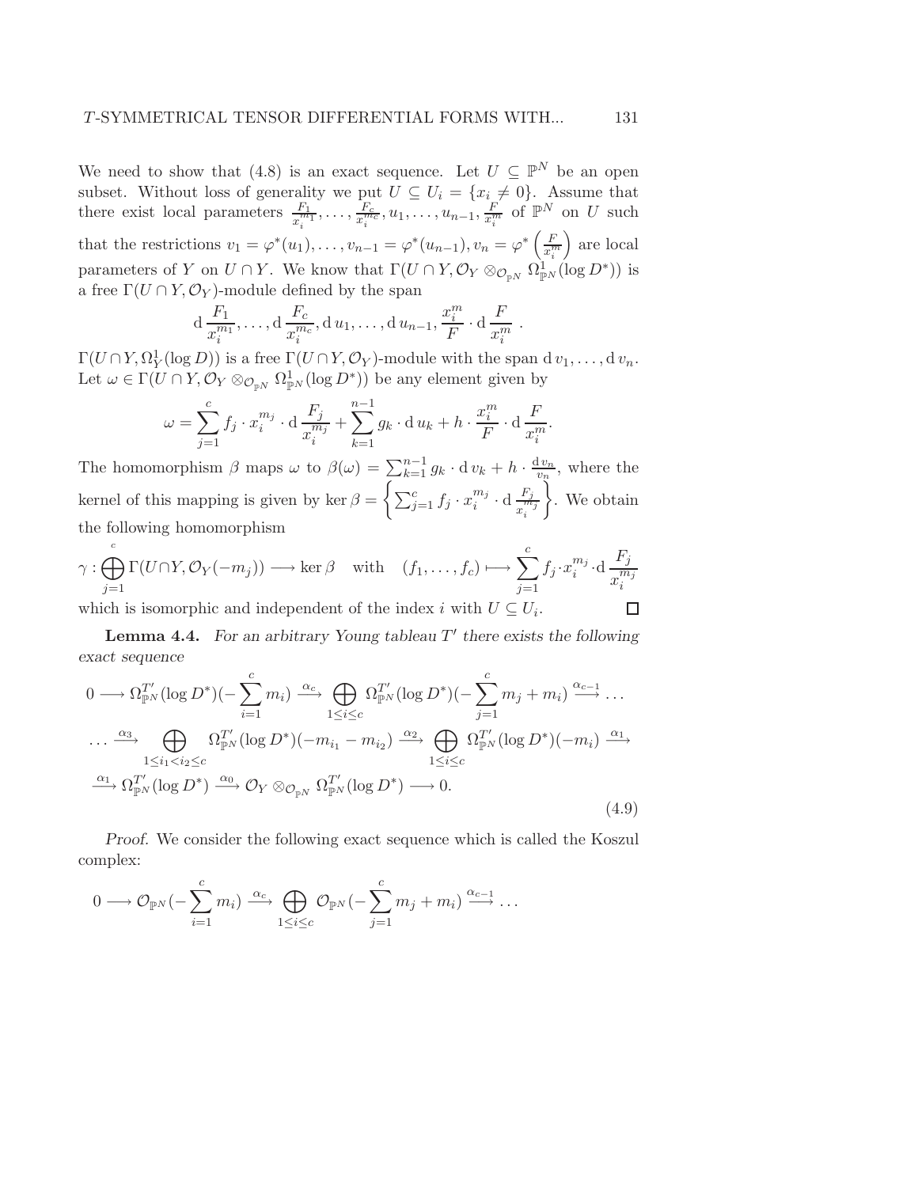We need to show that (4.8) is an exact sequence. Let $U \subseteq \mathbb{P}^N$ be an open subset. Without loss of generality we put $U \subseteq U_i = \{x_i \neq 0\}$. Assume that there exist local parameters $\frac{F_1}{x_i^{m_1}}, \ldots, \frac{F_c}{x_i^{m_c}}, u_1, \ldots, u_{n-1}, \frac{F}{x_i^m}$ of $\mathbb{P}^N$ on $U$ such that the restrictions $v_1 = \varphi^*(u_1), \ldots, v_{n-1} = \varphi^*(u_{n-1}), v_n = \varphi^*\left(\frac{F}{x_i^m}\right)$ are local parameters of $Y$ on $U \cap Y$. We know that $\Gamma(U \cap Y, \mathcal{O}_Y \otimes_{\mathcal{O}_{\mathbb{P}^N}} \Omega^1_{\mathbb{P}^N}(\log D^*))$ is a free $\Gamma(U \cap Y, \mathcal{O}_Y)$-module defined by the span

$$\mathrm{d}\,\frac{F_1}{x_i^{m_1}}, \ldots, \mathrm{d}\,\frac{F_c}{x_i^{m_c}}, \mathrm{d}\,u_1, \ldots, \mathrm{d}\,u_{n-1}, \frac{x_i^m}{F} \cdot \mathrm{d}\,\frac{F}{x_i^m}\ .$$

$\Gamma(U \cap Y, \Omega^1_Y(\log D))$ is a free $\Gamma(U \cap Y, \mathcal{O}_Y)$-module with the span $\mathrm{d}\,v_1, \ldots, \mathrm{d}\,v_n$. Let $\omega \in \Gamma(U \cap Y, \mathcal{O}_Y \otimes_{\mathcal{O}_{\mathbb{P}^N}} \Omega^1_{\mathbb{P}^N}(\log D^*))$ be any element given by

$$\omega = \sum_{j=1}^{c} f_j \cdot x_i^{m_j} \cdot \mathrm{d}\,\frac{F_j}{x_i^{m_j}} + \sum_{k=1}^{n-1} g_k \cdot \mathrm{d}\,u_k + h \cdot \frac{x_i^m}{F} \cdot \mathrm{d}\,\frac{F}{x_i^m}.$$

The homomorphism $\beta$ maps $\omega$ to $\beta(\omega) = \sum_{k=1}^{n-1} g_k \cdot \mathrm{d}\,v_k + h \cdot \frac{\mathrm{d}\,v_n}{v_n}$, where the kernel of this mapping is given by $\ker \beta = \left\{ \sum_{j=1}^{c} f_j \cdot x_i^{m_j} \cdot \mathrm{d}\,\frac{F_j}{x_i^{m_j}} \right\}$. We obtain the following homomorphism

$$\gamma : \bigoplus_{j=1}^{c} \Gamma(U \cap Y, \mathcal{O}_Y(-m_j)) \longrightarrow \ker \beta \quad \text{with} \quad (f_1, \ldots, f_c) \longmapsto \sum_{j=1}^{c} f_j \cdot x_i^{m_j} \cdot \mathrm{d}\,\frac{F_j}{x_i^{m_j}}$$

which is isomorphic and independent of the index $i$ with $U \subseteq U_i$. □

**Lemma 4.4.** *For an arbitrary Young tableau $T'$ there exists the following exact sequence*

$$\begin{aligned}
0 \longrightarrow \Omega^{T'}_{\mathbb{P}^N}(\log D^*)(-\sum_{i=1}^{c} m_i) \xrightarrow{\alpha_c} \bigoplus_{1 \leq i \leq c} \Omega^{T'}_{\mathbb{P}^N}(\log D^*)(-\sum_{j=1}^{c} m_j + m_i) \xrightarrow{\alpha_{c-1}} \ldots \\
\ldots \xrightarrow{\alpha_3} \bigoplus_{1 \leq i_1 < i_2 \leq c} \Omega^{T'}_{\mathbb{P}^N}(\log D^*)(-m_{i_1} - m_{i_2}) \xrightarrow{\alpha_2} \bigoplus_{1 \leq i \leq c} \Omega^{T'}_{\mathbb{P}^N}(\log D^*)(-m_i) \xrightarrow{\alpha_1} \\
\xrightarrow{\alpha_1} \Omega^{T'}_{\mathbb{P}^N}(\log D^*) \xrightarrow{\alpha_0} \mathcal{O}_Y \otimes_{\mathcal{O}_{\mathbb{P}^N}} \Omega^{T'}_{\mathbb{P}^N}(\log D^*) \longrightarrow 0.
\end{aligned} \tag{4.9}$$

*Proof.* We consider the following exact sequence which is called the Koszul complex:

$$0 \longrightarrow \mathcal{O}_{\mathbb{P}^N}(-\sum_{i=1}^{c} m_i) \xrightarrow{\alpha_c} \bigoplus_{1 \leq i \leq c} \mathcal{O}_{\mathbb{P}^N}(-\sum_{j=1}^{c} m_j + m_i) \xrightarrow{\alpha_{c-1}} \ldots$$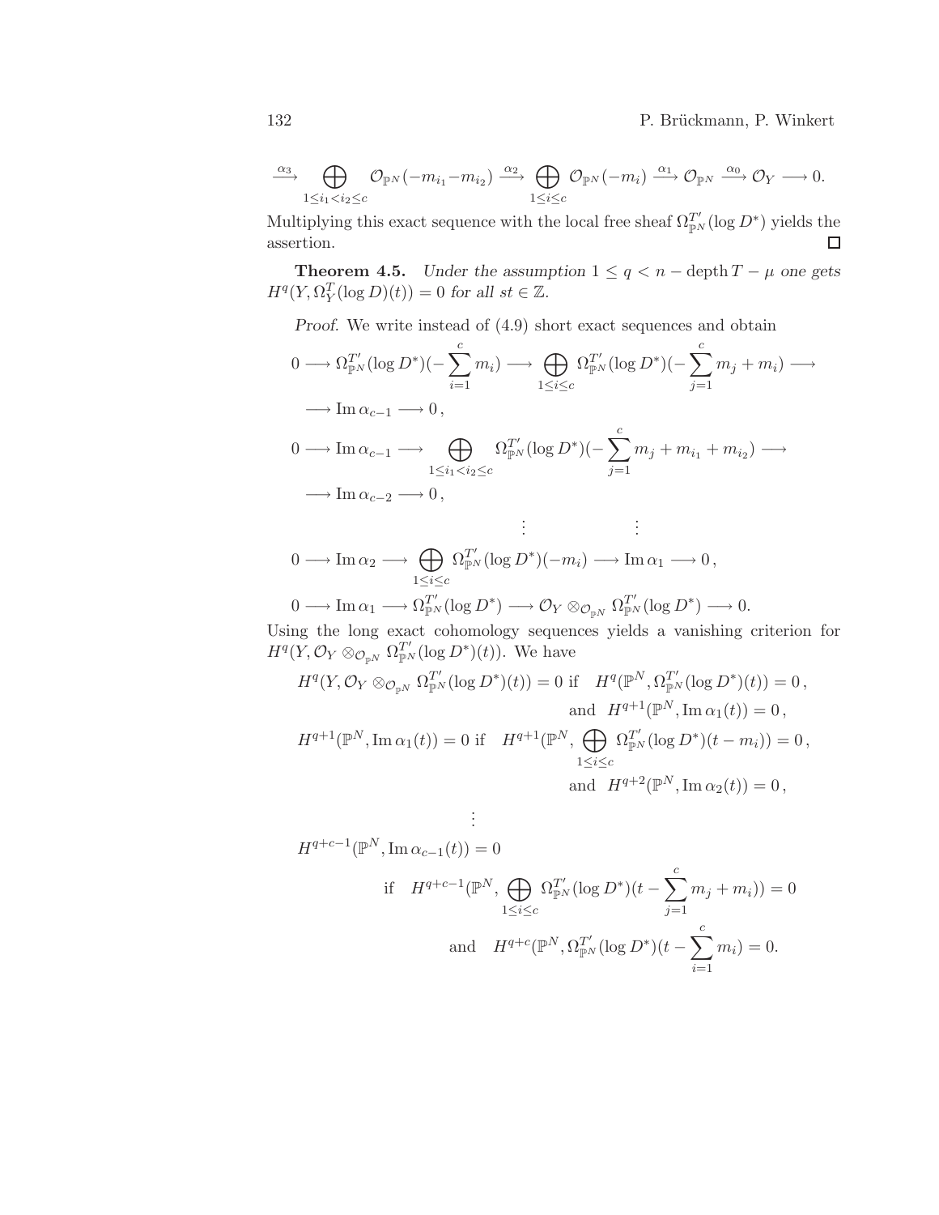$$\xrightarrow{\alpha_3} \bigoplus_{1\le i_1<i_2\le c} \mathcal{O}_{\mathbb{P}^N}(-m_{i_1}-m_{i_2}) \xrightarrow{\alpha_2} \bigoplus_{1\le i\le c} \mathcal{O}_{\mathbb{P}^N}(-m_i) \xrightarrow{\alpha_1} \mathcal{O}_{\mathbb{P}^N} \xrightarrow{\alpha_0} \mathcal{O}_Y \longrightarrow 0.$$

Multiplying this exact sequence with the local free sheaf $\Omega^{T'}_{\mathbb{P}^N}(\log D^*)$ yields the assertion. □

**Theorem 4.5.** *Under the assumption $1 \le q < n - \operatorname{depth} T - \mu$ one gets $H^q(Y, \Omega^T_Y(\log D)(t)) = 0$ for all $st \in \mathbb{Z}$.*

*Proof.* We write instead of (4.9) short exact sequences and obtain

$$0 \longrightarrow \Omega^{T'}_{\mathbb{P}^N}(\log D^*)(-\sum_{i=1}^{c} m_i) \longrightarrow \bigoplus_{1\le i\le c} \Omega^{T'}_{\mathbb{P}^N}(\log D^*)(-\sum_{j=1}^{c} m_j + m_i) \longrightarrow$$
$$\longrightarrow \operatorname{Im}\alpha_{c-1} \longrightarrow 0\,,$$

$$0 \longrightarrow \operatorname{Im}\alpha_{c-1} \longrightarrow \bigoplus_{1\le i_1<i_2\le c} \Omega^{T'}_{\mathbb{P}^N}(\log D^*)(-\sum_{j=1}^{c} m_j + m_{i_1} + m_{i_2}) \longrightarrow$$
$$\longrightarrow \operatorname{Im}\alpha_{c-2} \longrightarrow 0\,,$$

$$\vdots \qquad\qquad \vdots$$

$$0 \longrightarrow \operatorname{Im}\alpha_2 \longrightarrow \bigoplus_{1\le i\le c} \Omega^{T'}_{\mathbb{P}^N}(\log D^*)(-m_i) \longrightarrow \operatorname{Im}\alpha_1 \longrightarrow 0\,,$$

$$0 \longrightarrow \operatorname{Im}\alpha_1 \longrightarrow \Omega^{T'}_{\mathbb{P}^N}(\log D^*) \longrightarrow \mathcal{O}_Y \otimes_{\mathcal{O}_{\mathbb{P}^N}} \Omega^{T'}_{\mathbb{P}^N}(\log D^*) \longrightarrow 0.$$

Using the long exact cohomology sequences yields a vanishing criterion for $H^q(Y, \mathcal{O}_Y \otimes_{\mathcal{O}_{\mathbb{P}^N}} \Omega^{T'}_{\mathbb{P}^N}(\log D^*)(t))$. We have

$$H^q(Y, \mathcal{O}_Y \otimes_{\mathcal{O}_{\mathbb{P}^N}} \Omega^{T'}_{\mathbb{P}^N}(\log D^*)(t)) = 0 \text{ if } \quad H^q(\mathbb{P}^N, \Omega^{T'}_{\mathbb{P}^N}(\log D^*)(t)) = 0\,,$$
$$\text{and} \quad H^{q+1}(\mathbb{P}^N, \operatorname{Im}\alpha_1(t)) = 0\,,$$

$$H^{q+1}(\mathbb{P}^N, \operatorname{Im}\alpha_1(t)) = 0 \text{ if } \quad H^{q+1}(\mathbb{P}^N, \bigoplus_{1\le i\le c} \Omega^{T'}_{\mathbb{P}^N}(\log D^*)(t - m_i)) = 0\,,$$
$$\text{and} \quad H^{q+2}(\mathbb{P}^N, \operatorname{Im}\alpha_2(t)) = 0\,,$$

$$\vdots$$

$$H^{q+c-1}(\mathbb{P}^N, \operatorname{Im}\alpha_{c-1}(t)) = 0$$
$$\text{if} \quad H^{q+c-1}(\mathbb{P}^N, \bigoplus_{1\le i\le c} \Omega^{T'}_{\mathbb{P}^N}(\log D^*)(t - \sum_{j=1}^{c} m_j + m_i)) = 0$$
$$\text{and} \quad H^{q+c}(\mathbb{P}^N, \Omega^{T'}_{\mathbb{P}^N}(\log D^*)(t - \sum_{i=1}^{c} m_i) = 0.$$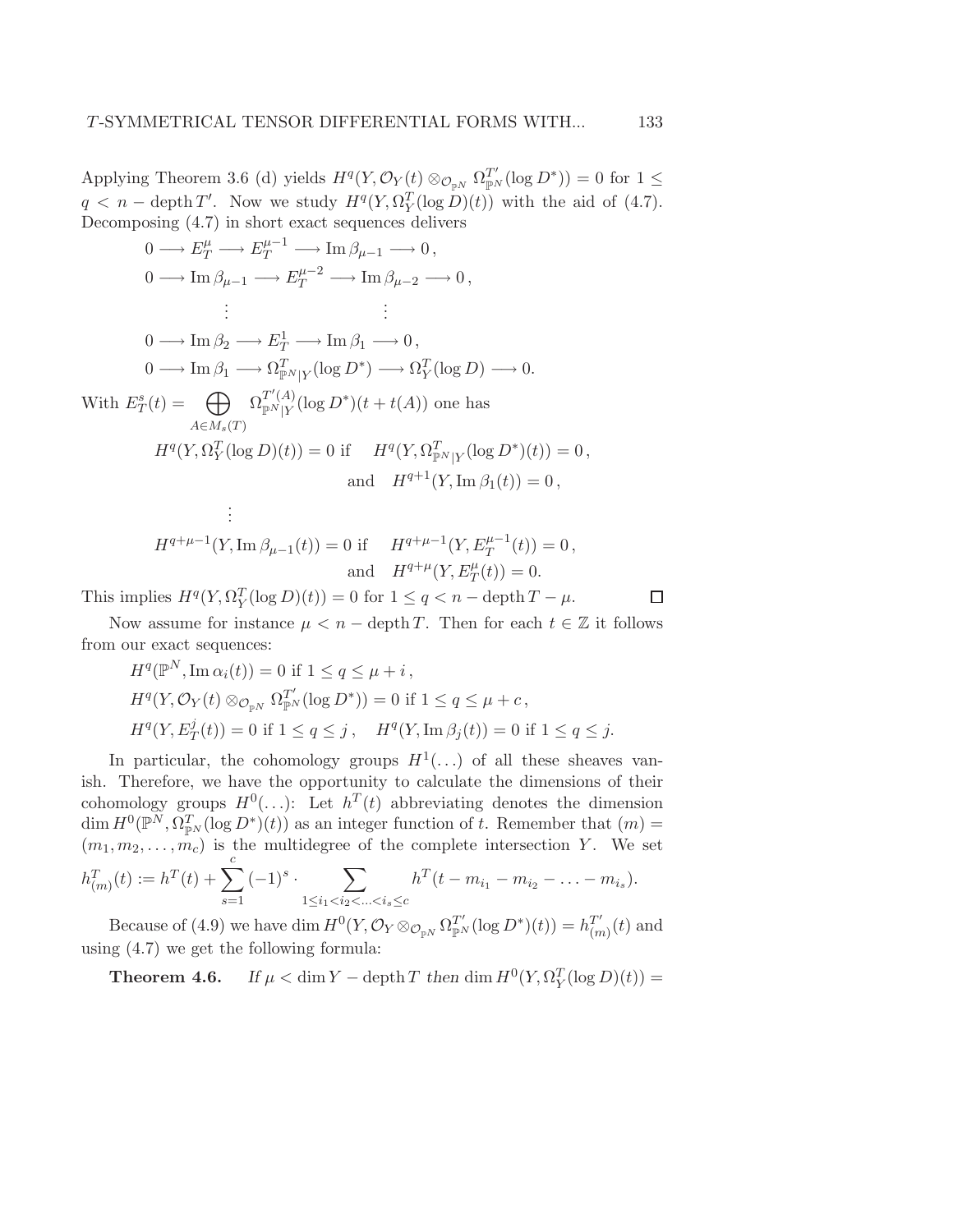Applying Theorem 3.6 (d) yields $H^q(Y, \mathcal{O}_Y(t) \otimes_{\mathcal{O}_{\mathbb{P}^N}} \Omega^{T'}_{\mathbb{P}^N}(\log D^*)) = 0$ for $1 \leq q < n - \operatorname{depth} T'$. Now we study $H^q(Y, \Omega^T_Y(\log D)(t))$ with the aid of (4.7). Decomposing (4.7) in short exact sequences delivers

$$
\begin{aligned}
&0 \longrightarrow E^{\mu}_T \longrightarrow E^{\mu-1}_T \longrightarrow \operatorname{Im} \beta_{\mu-1} \longrightarrow 0\,,\\
&0 \longrightarrow \operatorname{Im} \beta_{\mu-1} \longrightarrow E^{\mu-2}_T \longrightarrow \operatorname{Im} \beta_{\mu-2} \longrightarrow 0\,,\\
&\qquad\qquad \vdots \qquad\qquad\qquad\qquad \vdots\\
&0 \longrightarrow \operatorname{Im} \beta_{2} \longrightarrow E^{1}_T \longrightarrow \operatorname{Im} \beta_{1} \longrightarrow 0\,,\\
&0 \longrightarrow \operatorname{Im} \beta_{1} \longrightarrow \Omega^T_{\mathbb{P}^N|Y}(\log D^*) \longrightarrow \Omega^T_Y(\log D) \longrightarrow 0.
\end{aligned}
$$

With $E^s_T(t) = \bigoplus_{A \in M_s(T)} \Omega^{T'(A)}_{\mathbb{P}^N|Y}(\log D^*)(t + t(A))$ one has

$$
\begin{aligned}
H^q(Y, \Omega^T_Y(\log D)(t)) = 0 \text{ if } \quad & H^q(Y, \Omega^T_{\mathbb{P}^N|Y}(\log D^*)(t)) = 0\,,\\
\text{and} \quad & H^{q+1}(Y, \operatorname{Im} \beta_1(t)) = 0\,,\\
\vdots \qquad\qquad & \\
H^{q+\mu-1}(Y, \operatorname{Im} \beta_{\mu-1}(t)) = 0 \text{ if } \quad & H^{q+\mu-1}(Y, E^{\mu-1}_T(t)) = 0\,,\\
\text{and} \quad & H^{q+\mu}(Y, E^{\mu}_T(t)) = 0.
\end{aligned}
$$

This implies $H^q(Y, \Omega^T_Y(\log D)(t)) = 0$ for $1 \leq q < n - \operatorname{depth} T - \mu$. $\square$

Now assume for instance $\mu < n - \operatorname{depth} T$. Then for each $t \in \mathbb{Z}$ it follows from our exact sequences:

$$
\begin{aligned}
&H^q(\mathbb{P}^N, \operatorname{Im} \alpha_i(t)) = 0 \text{ if } 1 \leq q \leq \mu + i\,,\\
&H^q(Y, \mathcal{O}_Y(t) \otimes_{\mathcal{O}_{\mathbb{P}^N}} \Omega^{T'}_{\mathbb{P}^N}(\log D^*)) = 0 \text{ if } 1 \leq q \leq \mu + c\,,\\
&H^q(Y, E^j_T(t)) = 0 \text{ if } 1 \leq q \leq j\,, \quad H^q(Y, \operatorname{Im} \beta_j(t)) = 0 \text{ if } 1 \leq q \leq j.
\end{aligned}
$$

In particular, the cohomology groups $H^1(\ldots)$ of all these sheaves vanish. Therefore, we have the opportunity to calculate the dimensions of their cohomology groups $H^0(\ldots)$: Let $h^T(t)$ abbreviating denotes the dimension $\dim H^0(\mathbb{P}^N, \Omega^T_{\mathbb{P}^N}(\log D^*)(t))$ as an integer function of $t$. Remember that $(m) = (m_1, m_2, \ldots, m_c)$ is the multidegree of the complete intersection $Y$. We set

$$h^T_{(m)}(t) := h^T(t) + \sum_{s=1}^{c} (-1)^s \cdot \sum_{1 \leq i_1 < i_2 < \ldots < i_s \leq c} h^T(t - m_{i_1} - m_{i_2} - \ldots - m_{i_s}).$$

Because of (4.9) we have $\dim H^0(Y, \mathcal{O}_Y \otimes_{\mathcal{O}_{\mathbb{P}^N}} \Omega^{T'}_{\mathbb{P}^N}(\log D^*)(t)) = h^{T'}_{(m)}(t)$ and using (4.7) we get the following formula:

**Theorem 4.6.** *If* $\mu < \dim Y - \operatorname{depth} T$ *then* $\dim H^0(Y, \Omega^T_Y(\log D)(t)) =$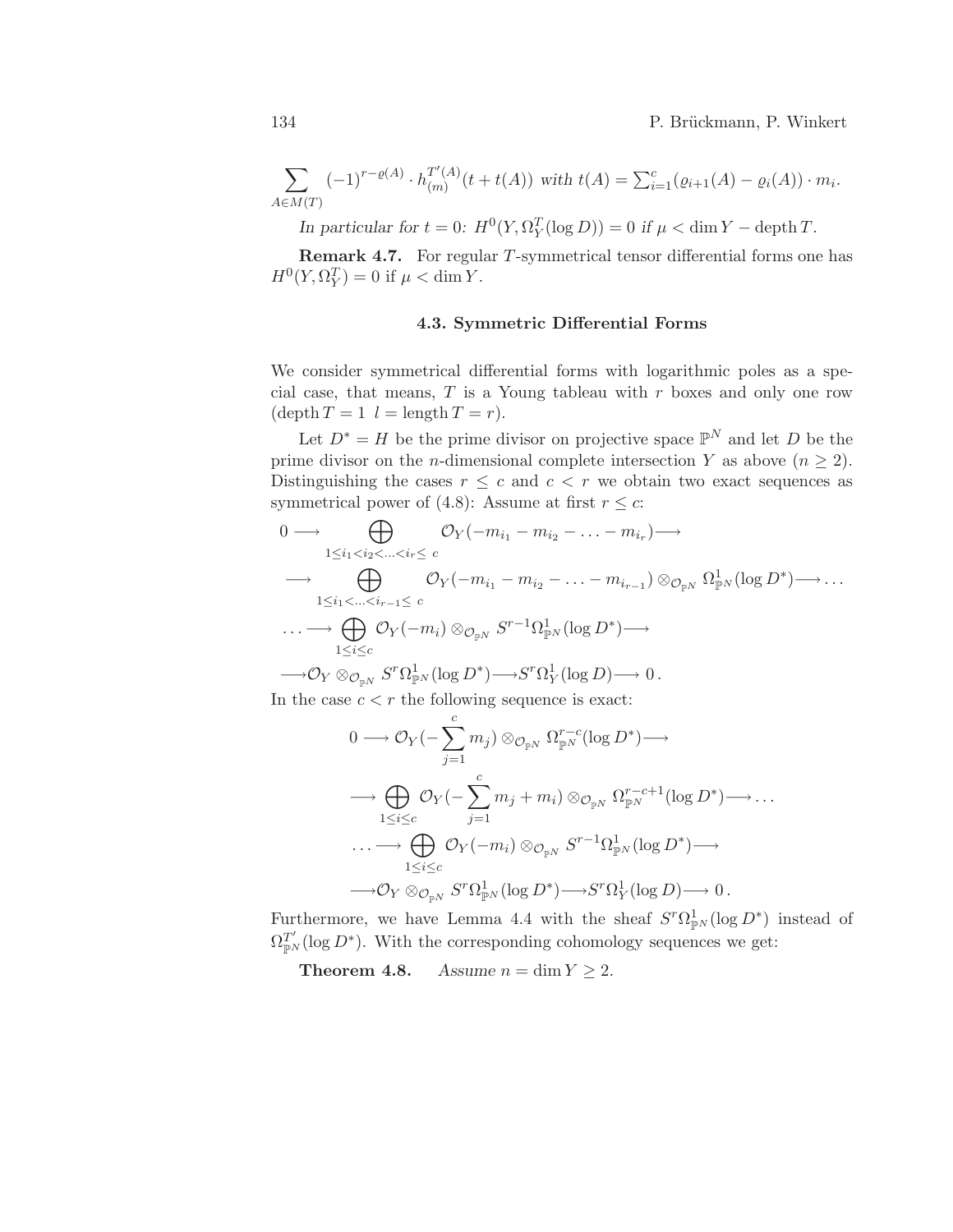$$\sum_{A\in M(T)} (-1)^{r-\varrho(A)} \cdot h^{T'(A)}_{(m)}(t+t(A)) \text{ with } t(A) = \textstyle\sum_{i=1}^{c} (\varrho_{i+1}(A) - \varrho_i(A)) \cdot m_i.$$

*In particular for $t = 0$: $H^0(Y, \Omega^T_Y(\log D)) = 0$ if $\mu < \dim Y - \operatorname{depth} T$.*

**Remark 4.7.** For regular $T$-symmetrical tensor differential forms one has $H^0(Y, \Omega^T_Y) = 0$ if $\mu < \dim Y$.

### 4.3. Symmetric Differential Forms

We consider symmetrical differential forms with logarithmic poles as a special case, that means, $T$ is a Young tableau with $r$ boxes and only one row ($\operatorname{depth} T = 1$ $l = \operatorname{length} T = r$).

Let $D^* = H$ be the prime divisor on projective space $\mathbb{P}^N$ and let $D$ be the prime divisor on the $n$-dimensional complete intersection $Y$ as above ($n \geq 2$). Distinguishing the cases $r \leq c$ and $c < r$ we obtain two exact sequences as symmetrical power of (4.8): Assume at first $r \leq c$:

$$
\begin{aligned}
0 \longrightarrow & \bigoplus_{1\leq i_1 < i_2 < \ldots < i_r \leq c} \mathcal{O}_Y(-m_{i_1} - m_{i_2} - \ldots - m_{i_r}) \longrightarrow \\
\longrightarrow & \bigoplus_{1\leq i_1 < \ldots < i_{r-1} \leq c} \mathcal{O}_Y(-m_{i_1} - m_{i_2} - \ldots - m_{i_{r-1}}) \otimes_{\mathcal{O}_{\mathbb{P}^N}} \Omega^1_{\mathbb{P}^N}(\log D^*) \longrightarrow \ldots \\
\ldots \longrightarrow & \bigoplus_{1\leq i \leq c} \mathcal{O}_Y(-m_i) \otimes_{\mathcal{O}_{\mathbb{P}^N}} S^{r-1}\Omega^1_{\mathbb{P}^N}(\log D^*) \longrightarrow \\
\longrightarrow & \mathcal{O}_Y \otimes_{\mathcal{O}_{\mathbb{P}^N}} S^r\Omega^1_{\mathbb{P}^N}(\log D^*) \longrightarrow S^r\Omega^1_Y(\log D) \longrightarrow 0\,.
\end{aligned}
$$

In the case $c < r$ the following sequence is exact:

$$
\begin{aligned}
0 \longrightarrow & \mathcal{O}_Y(-\sum_{j=1}^{c} m_j) \otimes_{\mathcal{O}_{\mathbb{P}^N}} \Omega^{r-c}_{\mathbb{P}^N}(\log D^*) \longrightarrow \\
\longrightarrow & \bigoplus_{1\leq i \leq c} \mathcal{O}_Y(-\sum_{j=1}^{c} m_j + m_i) \otimes_{\mathcal{O}_{\mathbb{P}^N}} \Omega^{r-c+1}_{\mathbb{P}^N}(\log D^*) \longrightarrow \ldots \\
\ldots \longrightarrow & \bigoplus_{1\leq i \leq c} \mathcal{O}_Y(-m_i) \otimes_{\mathcal{O}_{\mathbb{P}^N}} S^{r-1}\Omega^1_{\mathbb{P}^N}(\log D^*) \longrightarrow \\
\longrightarrow & \mathcal{O}_Y \otimes_{\mathcal{O}_{\mathbb{P}^N}} S^r\Omega^1_{\mathbb{P}^N}(\log D^*) \longrightarrow S^r\Omega^1_Y(\log D) \longrightarrow 0\,.
\end{aligned}
$$

Furthermore, we have Lemma 4.4 with the sheaf $S^r\Omega^1_{\mathbb{P}^N}(\log D^*)$ instead of $\Omega^{T'}_{\mathbb{P}^N}(\log D^*)$. With the corresponding cohomology sequences we get:

**Theorem 4.8.** *Assume $n = \dim Y \geq 2$.*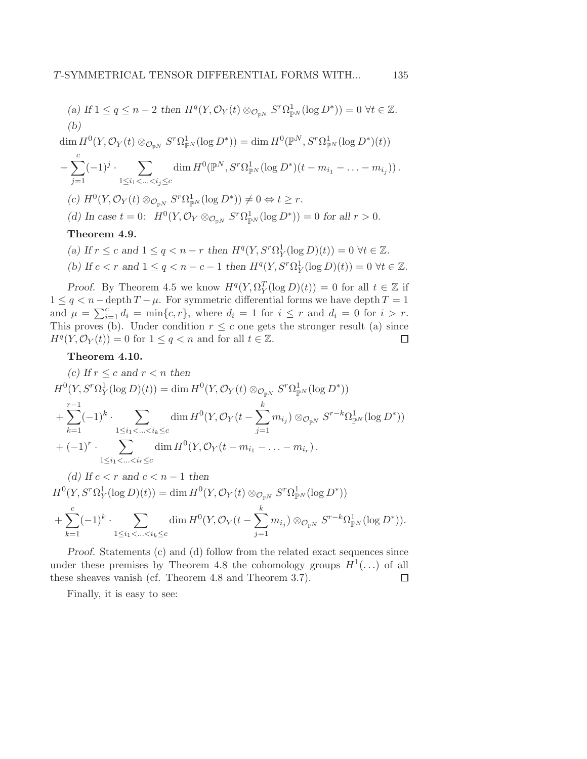(a) *If* $1 \leq q \leq n-2$ *then* $H^q(Y, \mathcal{O}_Y(t) \otimes_{\mathcal{O}_{\mathbb{P}^N}} S^r\Omega^1_{\mathbb{P}^N}(\log D^*)) = 0 \ \forall t \in \mathbb{Z}$.

(b)

$$\dim H^0(Y, \mathcal{O}_Y(t) \otimes_{\mathcal{O}_{\mathbb{P}^N}} S^r\Omega^1_{\mathbb{P}^N}(\log D^*)) = \dim H^0(\mathbb{P}^N, S^r\Omega^1_{\mathbb{P}^N}(\log D^*)(t))$$
$$+ \sum_{j=1}^{c} (-1)^j \cdot \sum_{1 \leq i_1 < \ldots < i_j \leq c} \dim H^0(\mathbb{P}^N, S^r\Omega^1_{\mathbb{P}^N}(\log D^*)(t - m_{i_1} - \ldots - m_{i_j}))\,.$$

(c) $H^0(Y, \mathcal{O}_Y(t) \otimes_{\mathcal{O}_{\mathbb{P}^N}} S^r\Omega^1_{\mathbb{P}^N}(\log D^*)) \neq 0 \Leftrightarrow t \geq r$.

(d) *In case* $t = 0$*:* $H^0(Y, \mathcal{O}_Y \otimes_{\mathcal{O}_{\mathbb{P}^N}} S^r\Omega^1_{\mathbb{P}^N}(\log D^*)) = 0$ *for all* $r > 0$.

**Theorem 4.9.**

(a) *If* $r \leq c$ *and* $1 \leq q < n - r$ *then* $H^q(Y, S^r\Omega^1_Y(\log D)(t)) = 0 \ \forall t \in \mathbb{Z}$.

(b) *If* $c < r$ *and* $1 \leq q < n - c - 1$ *then* $H^q(Y, S^r\Omega^1_Y(\log D)(t)) = 0 \ \forall t \in \mathbb{Z}$.

*Proof.* By Theorem 4.5 we know $H^q(Y, \Omega^T_Y(\log D)(t)) = 0$ for all $t \in \mathbb{Z}$ if $1 \leq q < n - \operatorname{depth} T - \mu$. For symmetric differential forms we have $\operatorname{depth} T = 1$ and $\mu = \sum_{i=1}^{c} d_i = \min\{c, r\}$, where $d_i = 1$ for $i \leq r$ and $d_i = 0$ for $i > r$. This proves (b). Under condition $r \leq c$ one gets the stronger result (a) since $H^q(Y, \mathcal{O}_Y(t)) = 0$ for $1 \leq q < n$ and for all $t \in \mathbb{Z}$. $\square$

**Theorem 4.10.**

(c) *If* $r \leq c$ *and* $r < n$ *then*

$$H^0(Y, S^r\Omega^1_Y(\log D)(t)) = \dim H^0(Y, \mathcal{O}_Y(t) \otimes_{\mathcal{O}_{\mathbb{P}^N}} S^r\Omega^1_{\mathbb{P}^N}(\log D^*))$$
$$+ \sum_{k=1}^{r-1} (-1)^k \cdot \sum_{1 \leq i_1 < \ldots < i_k \leq c} \dim H^0(Y, \mathcal{O}_Y(t - \sum_{j=1}^{k} m_{i_j}) \otimes_{\mathcal{O}_{\mathbb{P}^N}} S^{r-k}\Omega^1_{\mathbb{P}^N}(\log D^*))$$
$$+ (-1)^r \cdot \sum_{1 \leq i_1 < \ldots < i_r \leq c} \dim H^0(Y, \mathcal{O}_Y(t - m_{i_1} - \ldots - m_{i_r})\,.$$

(d) *If* $c < r$ *and* $c < n - 1$ *then*

$$H^0(Y, S^r\Omega^1_Y(\log D)(t)) = \dim H^0(Y, \mathcal{O}_Y(t) \otimes_{\mathcal{O}_{\mathbb{P}^N}} S^r\Omega^1_{\mathbb{P}^N}(\log D^*))$$
$$+ \sum_{k=1}^{c} (-1)^k \cdot \sum_{1 \leq i_1 < \ldots < i_k \leq c} \dim H^0(Y, \mathcal{O}_Y(t - \sum_{j=1}^{k} m_{i_j}) \otimes_{\mathcal{O}_{\mathbb{P}^N}} S^{r-k}\Omega^1_{\mathbb{P}^N}(\log D^*)).$$

*Proof.* Statements (c) and (d) follow from the related exact sequences since under these premises by Theorem 4.8 the cohomology groups $H^1(\ldots)$ of all these sheaves vanish (cf. Theorem 4.8 and Theorem 3.7). $\square$

Finally, it is easy to see: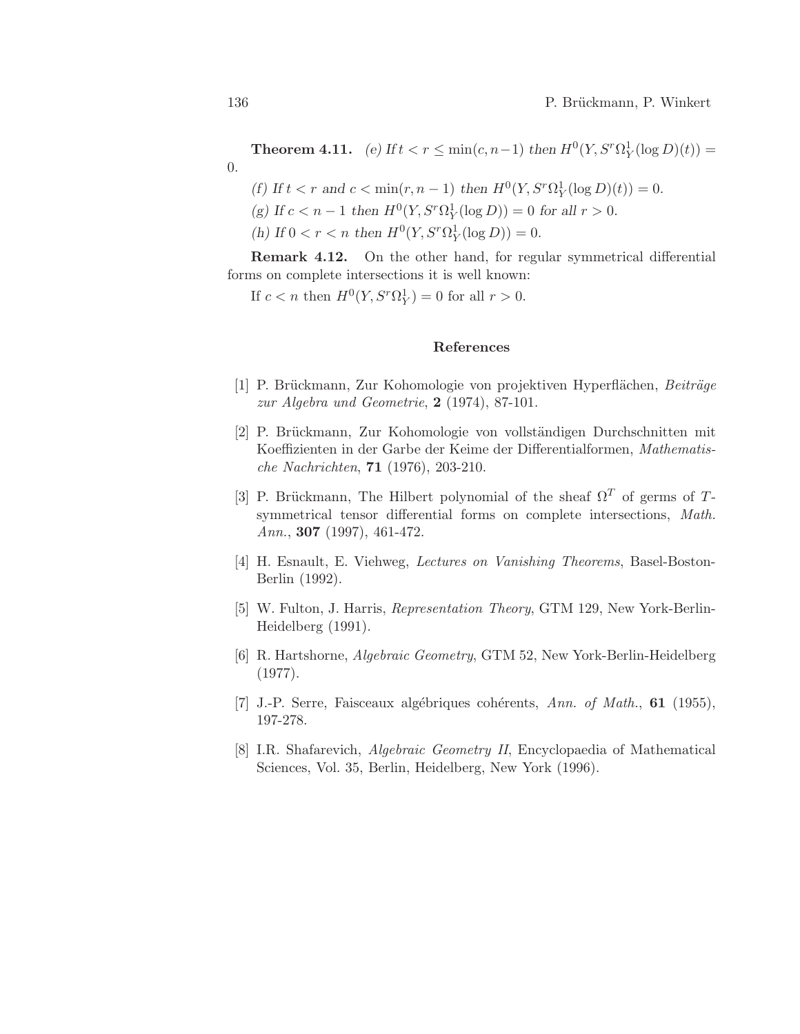**Theorem 4.11.** *(e) If $t < r \leq \min(c, n-1)$ then $H^0(Y, S^r\Omega^1_Y(\log D)(t)) = 0$.*

*(f) If $t < r$ and $c < \min(r, n-1)$ then $H^0(Y, S^r\Omega^1_Y(\log D)(t)) = 0$.*

*(g) If $c < n-1$ then $H^0(Y, S^r\Omega^1_Y(\log D)) = 0$ for all $r > 0$.*

*(h) If $0 < r < n$ then $H^0(Y, S^r\Omega^1_Y(\log D)) = 0$.*

**Remark 4.12.** On the other hand, for regular symmetrical differential forms on complete intersections it is well known:

If $c < n$ then $H^0(Y, S^r\Omega^1_Y) = 0$ for all $r > 0$.

## References

[1] P. Brückmann, Zur Kohomologie von projektiven Hyperflächen, *Beiträge zur Algebra und Geometrie*, **2** (1974), 87-101.

[2] P. Brückmann, Zur Kohomologie von vollständigen Durchschnitten mit Koeffizienten in der Garbe der Keime der Differentialformen, *Mathematische Nachrichten*, **71** (1976), 203-210.

[3] P. Brückmann, The Hilbert polynomial of the sheaf $\Omega^T$ of germs of $T$-symmetrical tensor differential forms on complete intersections, *Math. Ann.*, **307** (1997), 461-472.

[4] H. Esnault, E. Viehweg, *Lectures on Vanishing Theorems*, Basel-Boston-Berlin (1992).

[5] W. Fulton, J. Harris, *Representation Theory*, GTM 129, New York-Berlin-Heidelberg (1991).

[6] R. Hartshorne, *Algebraic Geometry*, GTM 52, New York-Berlin-Heidelberg (1977).

[7] J.-P. Serre, Faisceaux algébriques cohérents, *Ann. of Math.*, **61** (1955), 197-278.

[8] I.R. Shafarevich, *Algebraic Geometry II*, Encyclopaedia of Mathematical Sciences, Vol. 35, Berlin, Heidelberg, New York (1996).